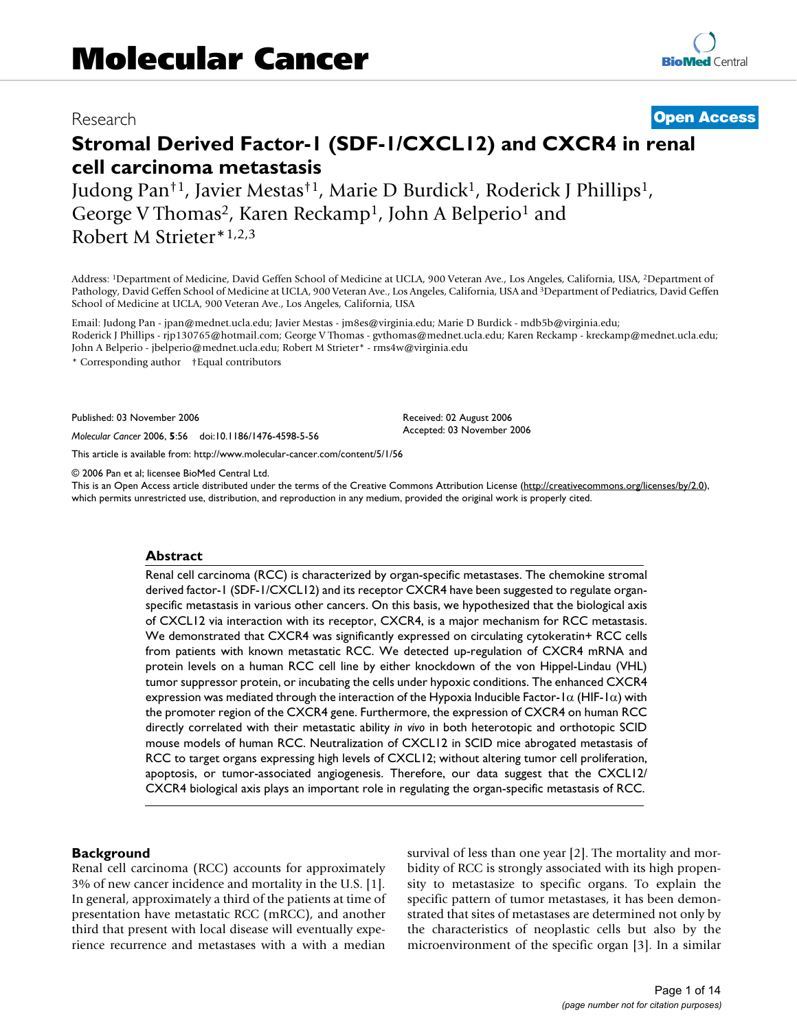Research

Open Access

# Stromal Derived Factor-1 (SDF-1/CXCL12) and CXCR4 in renal cell carcinoma metastasis

Judong Pan†[1], Javier Mestas†[1], Marie D Burdick[1], Roderick J Phillips[1], George V Thomas[2], Karen Reckamp[1], John A Belperio[1] and Robert M Strieter*[1,2,3]

Address: [1]Department of Medicine, David Geffen School of Medicine at UCLA, 900 Veteran Ave., Los Angeles, California, USA, [2]Department of Pathology, David Geffen School of Medicine at UCLA, 900 Veteran Ave., Los Angeles, California, USA and [3]Department of Pediatrics, David Geffen School of Medicine at UCLA, 900 Veteran Ave., Los Angeles, California, USA

Email: Judong Pan - jpan@mednet.ucla.edu; Javier Mestas - jm8es@virginia.edu; Marie D Burdick - mdb5b@virginia.edu; Roderick J Phillips - rjp130765@hotmail.com; George V Thomas - gvthomas@mednet.ucla.edu; Karen Reckamp - kreckamp@mednet.ucla.edu; John A Belperio - jbelperio@mednet.ucla.edu; Robert M Strieter* - rms4w@virginia.edu

\* Corresponding author †Equal contributors

Published: 03 November 2006

Received: 02 August 2006
Accepted: 03 November 2006

*Molecular Cancer* 2006, **5**:56 doi:10.1186/1476-4598-5-56

This article is available from: http://www.molecular-cancer.com/content/5/1/56

© 2006 Pan et al; licensee BioMed Central Ltd.
This is an Open Access article distributed under the terms of the Creative Commons Attribution License (http://creativecommons.org/licenses/by/2.0), which permits unrestricted use, distribution, and reproduction in any medium, provided the original work is properly cited.

## Abstract

Renal cell carcinoma (RCC) is characterized by organ-specific metastases. The chemokine stromal derived factor-1 (SDF-1/CXCL12) and its receptor CXCR4 have been suggested to regulate organ-specific metastasis in various other cancers. On this basis, we hypothesized that the biological axis of CXCL12 via interaction with its receptor, CXCR4, is a major mechanism for RCC metastasis. We demonstrated that CXCR4 was significantly expressed on circulating cytokeratin+ RCC cells from patients with known metastatic RCC. We detected up-regulation of CXCR4 mRNA and protein levels on a human RCC cell line by either knockdown of the von Hippel-Lindau (VHL) tumor suppressor protein, or incubating the cells under hypoxic conditions. The enhanced CXCR4 expression was mediated through the interaction of the Hypoxia Inducible Factor-1α (HIF-1α) with the promoter region of the CXCR4 gene. Furthermore, the expression of CXCR4 on human RCC directly correlated with their metastatic ability *in vivo* in both heterotopic and orthotopic SCID mouse models of human RCC. Neutralization of CXCL12 in SCID mice abrogated metastasis of RCC to target organs expressing high levels of CXCL12; without altering tumor cell proliferation, apoptosis, or tumor-associated angiogenesis. Therefore, our data suggest that the CXCL12/CXCR4 biological axis plays an important role in regulating the organ-specific metastasis of RCC.

## Background

Renal cell carcinoma (RCC) accounts for approximately 3% of new cancer incidence and mortality in the U.S. [1]. In general, approximately a third of the patients at time of presentation have metastatic RCC (mRCC), and another third that present with local disease will eventually experience recurrence and metastases with a with a median survival of less than one year [2]. The mortality and morbidity of RCC is strongly associated with its high propensity to metastasize to specific organs. To explain the specific pattern of tumor metastases, it has been demonstrated that sites of metastases are determined not only by the characteristics of neoplastic cells but also by the microenvironment of the specific organ [3]. In a similar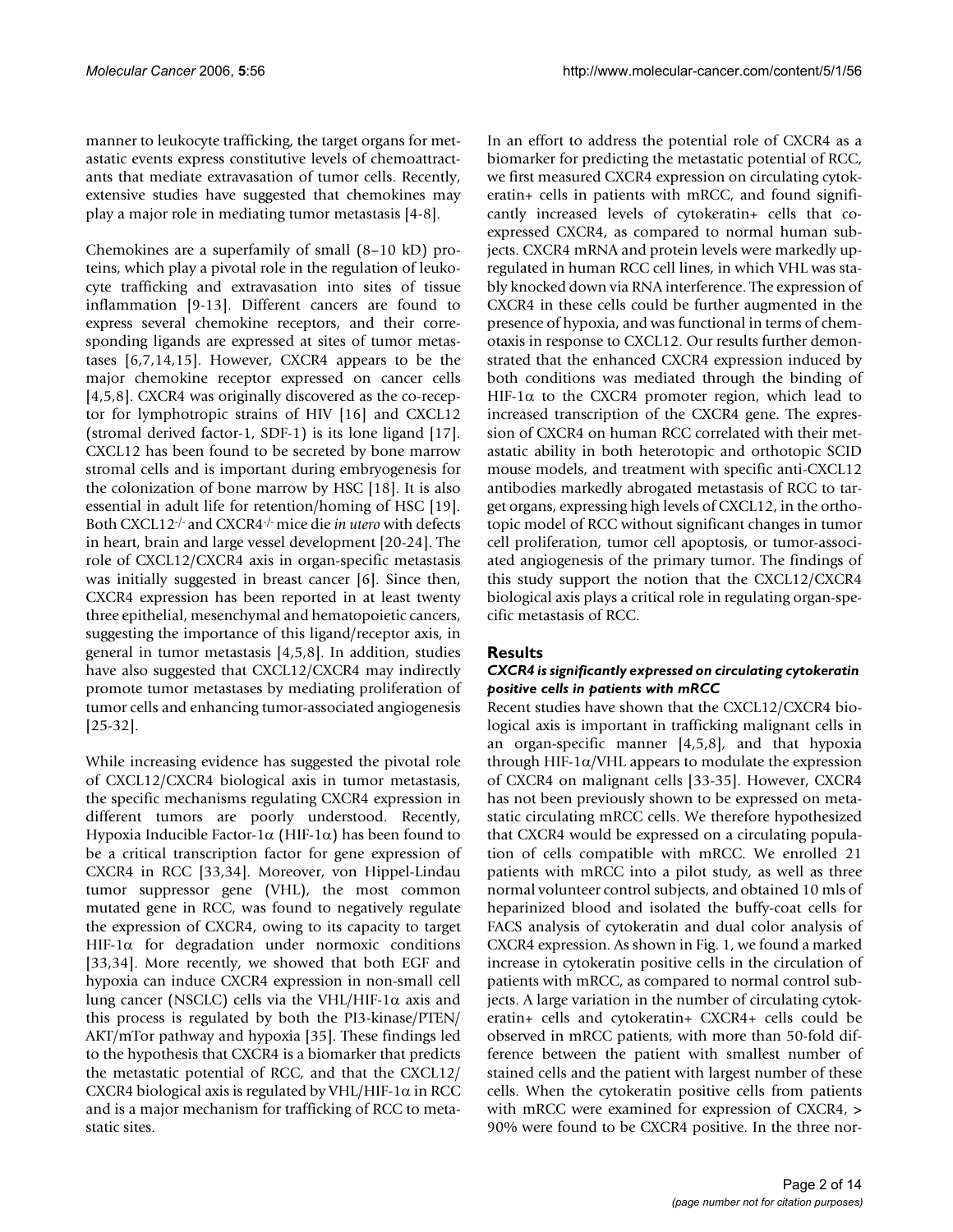manner to leukocyte trafficking, the target organs for metastatic events express constitutive levels of chemoattractants that mediate extravasation of tumor cells. Recently, extensive studies have suggested that chemokines may play a major role in mediating tumor metastasis [4-8].

Chemokines are a superfamily of small (8–10 kD) proteins, which play a pivotal role in the regulation of leukocyte trafficking and extravasation into sites of tissue inflammation [9-13]. Different cancers are found to express several chemokine receptors, and their corresponding ligands are expressed at sites of tumor metastases [6,7,14,15]. However, CXCR4 appears to be the major chemokine receptor expressed on cancer cells [4,5,8]. CXCR4 was originally discovered as the co-receptor for lymphotropic strains of HIV [16] and CXCL12 (stromal derived factor-1, SDF-1) is its lone ligand [17]. CXCL12 has been found to be secreted by bone marrow stromal cells and is important during embryogenesis for the colonization of bone marrow by HSC [18]. It is also essential in adult life for retention/homing of HSC [19]. Both CXCL12$^{-/-}$ and CXCR4$^{-/-}$ mice die *in utero* with defects in heart, brain and large vessel development [20-24]. The role of CXCL12/CXCR4 axis in organ-specific metastasis was initially suggested in breast cancer [6]. Since then, CXCR4 expression has been reported in at least twenty three epithelial, mesenchymal and hematopoietic cancers, suggesting the importance of this ligand/receptor axis, in general in tumor metastasis [4,5,8]. In addition, studies have also suggested that CXCL12/CXCR4 may indirectly promote tumor metastases by mediating proliferation of tumor cells and enhancing tumor-associated angiogenesis [25-32].

While increasing evidence has suggested the pivotal role of CXCL12/CXCR4 biological axis in tumor metastasis, the specific mechanisms regulating CXCR4 expression in different tumors are poorly understood. Recently, Hypoxia Inducible Factor-1α (HIF-1α) has been found to be a critical transcription factor for gene expression of CXCR4 in RCC [33,34]. Moreover, von Hippel-Lindau tumor suppressor gene (VHL), the most common mutated gene in RCC, was found to negatively regulate the expression of CXCR4, owing to its capacity to target HIF-1α for degradation under normoxic conditions [33,34]. More recently, we showed that both EGF and hypoxia can induce CXCR4 expression in non-small cell lung cancer (NSCLC) cells via the VHL/HIF-1α axis and this process is regulated by both the PI3-kinase/PTEN/AKT/mTor pathway and hypoxia [35]. These findings led to the hypothesis that CXCR4 is a biomarker that predicts the metastatic potential of RCC, and that the CXCL12/CXCR4 biological axis is regulated by VHL/HIF-1α in RCC and is a major mechanism for trafficking of RCC to metastatic sites.

In an effort to address the potential role of CXCR4 as a biomarker for predicting the metastatic potential of RCC, we first measured CXCR4 expression on circulating cytokeratin+ cells in patients with mRCC, and found significantly increased levels of cytokeratin+ cells that co-expressed CXCR4, as compared to normal human subjects. CXCR4 mRNA and protein levels were markedly up-regulated in human RCC cell lines, in which VHL was stably knocked down via RNA interference. The expression of CXCR4 in these cells could be further augmented in the presence of hypoxia, and was functional in terms of chemotaxis in response to CXCL12. Our results further demonstrated that the enhanced CXCR4 expression induced by both conditions was mediated through the binding of HIF-1α to the CXCR4 promoter region, which lead to increased transcription of the CXCR4 gene. The expression of CXCR4 on human RCC correlated with their metastatic ability in both heterotopic and orthotopic SCID mouse models, and treatment with specific anti-CXCL12 antibodies markedly abrogated metastasis of RCC to target organs, expressing high levels of CXCL12, in the orthotopic model of RCC without significant changes in tumor cell proliferation, tumor cell apoptosis, or tumor-associated angiogenesis of the primary tumor. The findings of this study support the notion that the CXCL12/CXCR4 biological axis plays a critical role in regulating organ-specific metastasis of RCC.

## Results

### *CXCR4 is significantly expressed on circulating cytokeratin positive cells in patients with mRCC*

Recent studies have shown that the CXCL12/CXCR4 biological axis is important in trafficking malignant cells in an organ-specific manner [4,5,8], and that hypoxia through HIF-1α/VHL appears to modulate the expression of CXCR4 on malignant cells [33-35]. However, CXCR4 has not been previously shown to be expressed on metastatic circulating mRCC cells. We therefore hypothesized that CXCR4 would be expressed on a circulating population of cells compatible with mRCC. We enrolled 21 patients with mRCC into a pilot study, as well as three normal volunteer control subjects, and obtained 10 mls of heparinized blood and isolated the buffy-coat cells for FACS analysis of cytokeratin and dual color analysis of CXCR4 expression. As shown in Fig. 1, we found a marked increase in cytokeratin positive cells in the circulation of patients with mRCC, as compared to normal control subjects. A large variation in the number of circulating cytokeratin+ cells and cytokeratin+ CXCR4+ cells could be observed in mRCC patients, with more than 50-fold difference between the patient with smallest number of stained cells and the patient with largest number of these cells. When the cytokeratin positive cells from patients with mRCC were examined for expression of CXCR4, > 90% were found to be CXCR4 positive. In the three nor-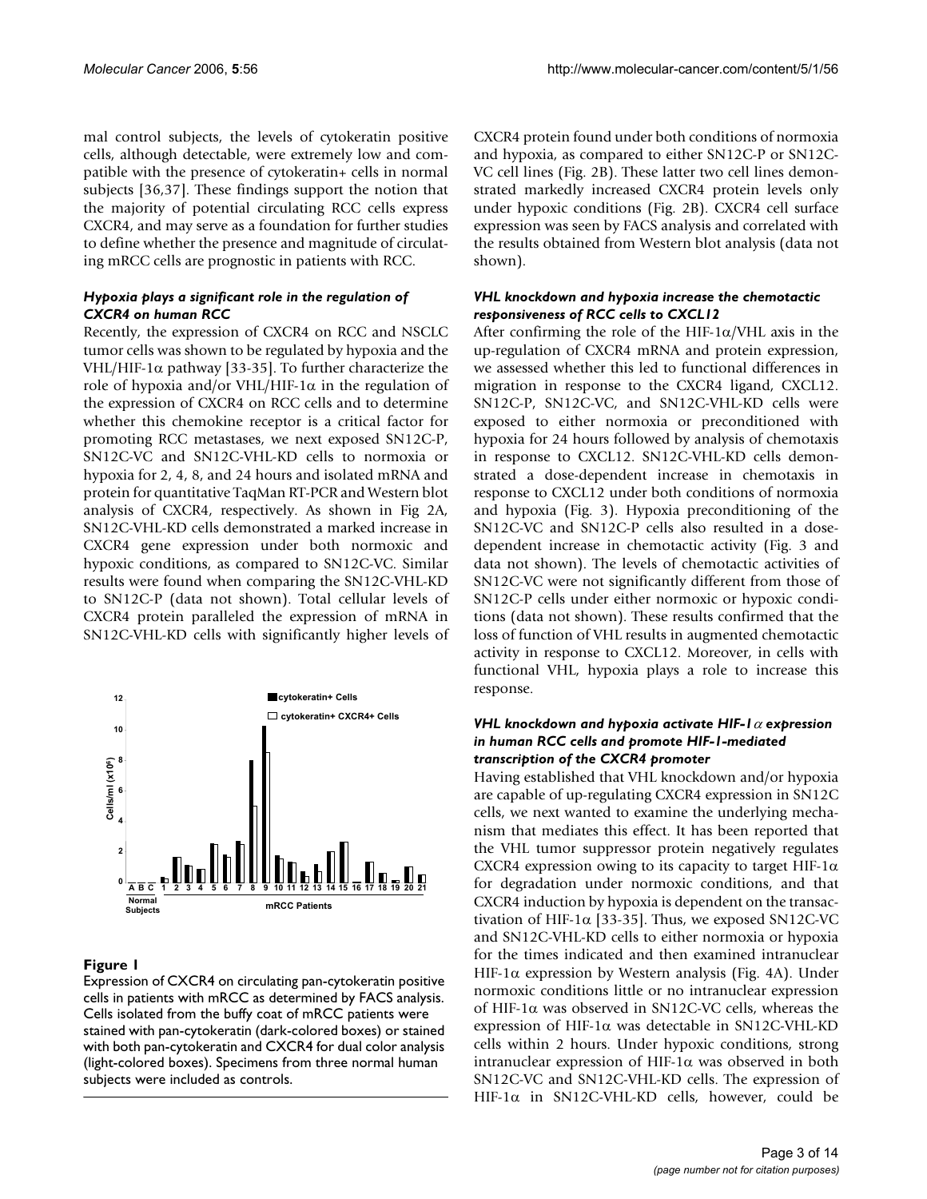mal control subjects, the levels of cytokeratin positive cells, although detectable, were extremely low and compatible with the presence of cytokeratin+ cells in normal subjects [36,37]. These findings support the notion that the majority of potential circulating RCC cells express CXCR4, and may serve as a foundation for further studies to define whether the presence and magnitude of circulating mRCC cells are prognostic in patients with RCC.

### *Hypoxia plays a significant role in the regulation of CXCR4 on human RCC*

Recently, the expression of CXCR4 on RCC and NSCLC tumor cells was shown to be regulated by hypoxia and the VHL/HIF-1α pathway [33-35]. To further characterize the role of hypoxia and/or VHL/HIF-1α in the regulation of the expression of CXCR4 on RCC cells and to determine whether this chemokine receptor is a critical factor for promoting RCC metastases, we next exposed SN12C-P, SN12C-VC and SN12C-VHL-KD cells to normoxia or hypoxia for 2, 4, 8, and 24 hours and isolated mRNA and protein for quantitative TaqMan RT-PCR and Western blot analysis of CXCR4, respectively. As shown in Fig 2A, SN12C-VHL-KD cells demonstrated a marked increase in CXCR4 gene expression under both normoxic and hypoxic conditions, as compared to SN12C-VC. Similar results were found when comparing the SN12C-VHL-KD to SN12C-P (data not shown). Total cellular levels of CXCR4 protein paralleled the expression of mRNA in SN12C-VHL-KD cells with significantly higher levels of CXCR4 protein found under both conditions of normoxia and hypoxia, as compared to either SN12C-P or SN12C-VC cell lines (Fig. 2B). These latter two cell lines demonstrated markedly increased CXCR4 protein levels only under hypoxic conditions (Fig. 2B). CXCR4 cell surface expression was seen by FACS analysis and correlated with the results obtained from Western blot analysis (data not shown).

**Figure 1**

Expression of CXCR4 on circulating pan-cytokeratin positive cells in patients with mRCC as determined by FACS analysis. Cells isolated from the buffy coat of mRCC patients were stained with pan-cytokeratin (dark-colored boxes) or stained with both pan-cytokeratin and CXCR4 for dual color analysis (light-colored boxes). Specimens from three normal human subjects were included as controls.

### *VHL knockdown and hypoxia increase the chemotactic responsiveness of RCC cells to CXCL12*

After confirming the role of the HIF-1α/VHL axis in the up-regulation of CXCR4 mRNA and protein expression, we assessed whether this led to functional differences in migration in response to the CXCR4 ligand, CXCL12. SN12C-P, SN12C-VC, and SN12C-VHL-KD cells were exposed to either normoxia or preconditioned with hypoxia for 24 hours followed by analysis of chemotaxis in response to CXCL12. SN12C-VHL-KD cells demonstrated a dose-dependent increase in chemotaxis in response to CXCL12 under both conditions of normoxia and hypoxia (Fig. 3). Hypoxia preconditioning of the SN12C-VC and SN12C-P cells also resulted in a dose-dependent increase in chemotactic activity (Fig. 3 and data not shown). The levels of chemotactic activities of SN12C-VC were not significantly different from those of SN12C-P cells under either normoxic or hypoxic conditions (data not shown). These results confirmed that the loss of function of VHL results in augmented chemotactic activity in response to CXCL12. Moreover, in cells with functional VHL, hypoxia plays a role to increase this response.

### *VHL knockdown and hypoxia activate HIF-1α expression in human RCC cells and promote HIF-1-mediated transcription of the CXCR4 promoter*

Having established that VHL knockdown and/or hypoxia are capable of up-regulating CXCR4 expression in SN12C cells, we next wanted to examine the underlying mechanism that mediates this effect. It has been reported that the VHL tumor suppressor protein negatively regulates CXCR4 expression owing to its capacity to target HIF-1α for degradation under normoxic conditions, and that CXCR4 induction by hypoxia is dependent on the transactivation of HIF-1α [33-35]. Thus, we exposed SN12C-VC and SN12C-VHL-KD cells to either normoxia or hypoxia for the times indicated and then examined intranuclear HIF-1α expression by Western analysis (Fig. 4A). Under normoxic conditions little or no intranuclear expression of HIF-1α was observed in SN12C-VC cells, whereas the expression of HIF-1α was detectable in SN12C-VHL-KD cells within 2 hours. Under hypoxic conditions, strong intranuclear expression of HIF-1α was observed in both SN12C-VC and SN12C-VHL-KD cells. The expression of HIF-1α in SN12C-VHL-KD cells, however, could be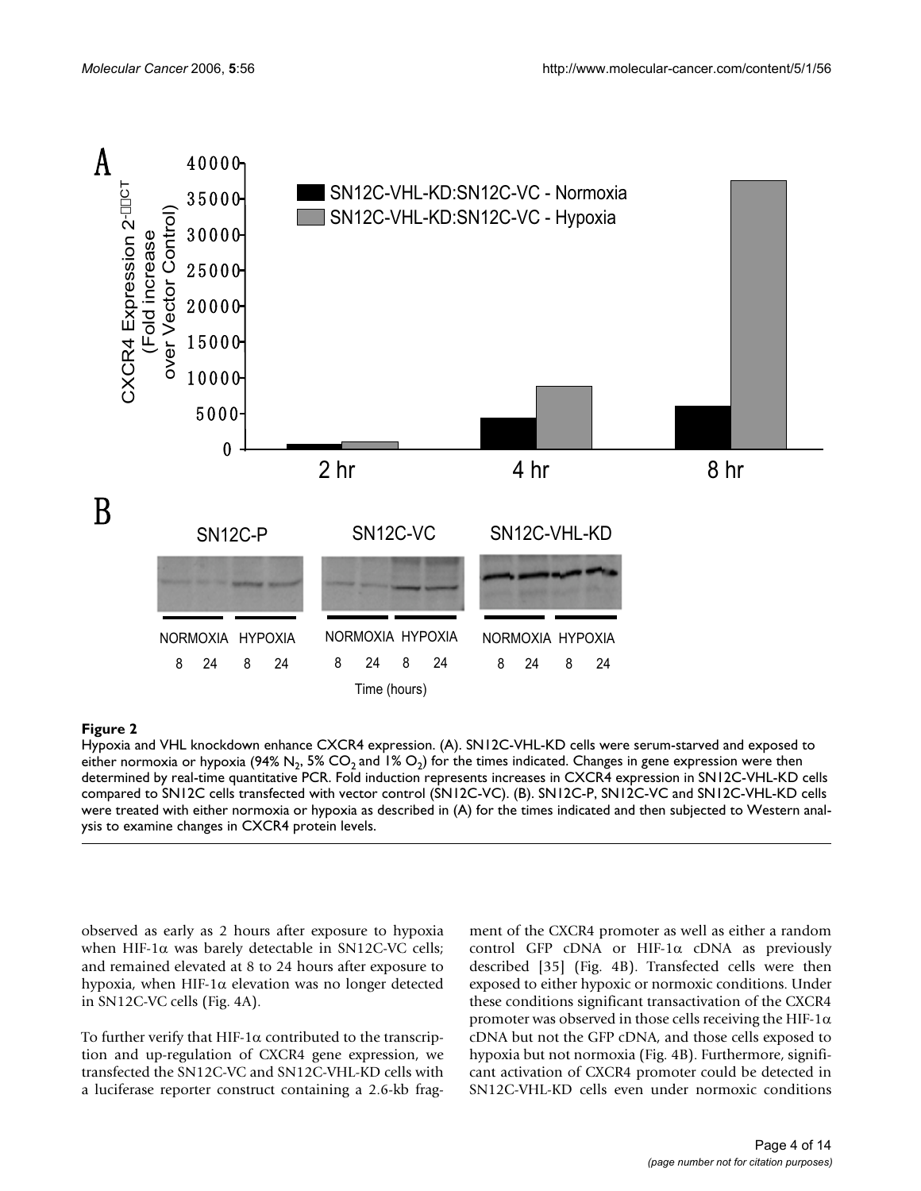**Figure 2**

Hypoxia and VHL knockdown enhance CXCR4 expression. (A). SN12C-VHL-KD cells were serum-starved and exposed to either normoxia or hypoxia (94% $N_2$, 5% $CO_2$ and 1% $O_2$) for the times indicated. Changes in gene expression were then determined by real-time quantitative PCR. Fold induction represents increases in CXCR4 expression in SN12C-VHL-KD cells compared to SN12C cells transfected with vector control (SN12C-VC). (B). SN12C-P, SN12C-VC and SN12C-VHL-KD cells were treated with either normoxia or hypoxia as described in (A) for the times indicated and then subjected to Western analysis to examine changes in CXCR4 protein levels.

observed as early as 2 hours after exposure to hypoxia when HIF-1α was barely detectable in SN12C-VC cells; and remained elevated at 8 to 24 hours after exposure to hypoxia, when HIF-1α elevation was no longer detected in SN12C-VC cells (Fig. 4A).

To further verify that HIF-1α contributed to the transcription and up-regulation of CXCR4 gene expression, we transfected the SN12C-VC and SN12C-VHL-KD cells with a luciferase reporter construct containing a 2.6-kb fragment of the CXCR4 promoter as well as either a random control GFP cDNA or HIF-1α cDNA as previously described [35] (Fig. 4B). Transfected cells were then exposed to either hypoxic or normoxic conditions. Under these conditions significant transactivation of the CXCR4 promoter was observed in those cells receiving the HIF-1α cDNA but not the GFP cDNA, and those cells exposed to hypoxia but not normoxia (Fig. 4B). Furthermore, significant activation of CXCR4 promoter could be detected in SN12C-VHL-KD cells even under normoxic conditions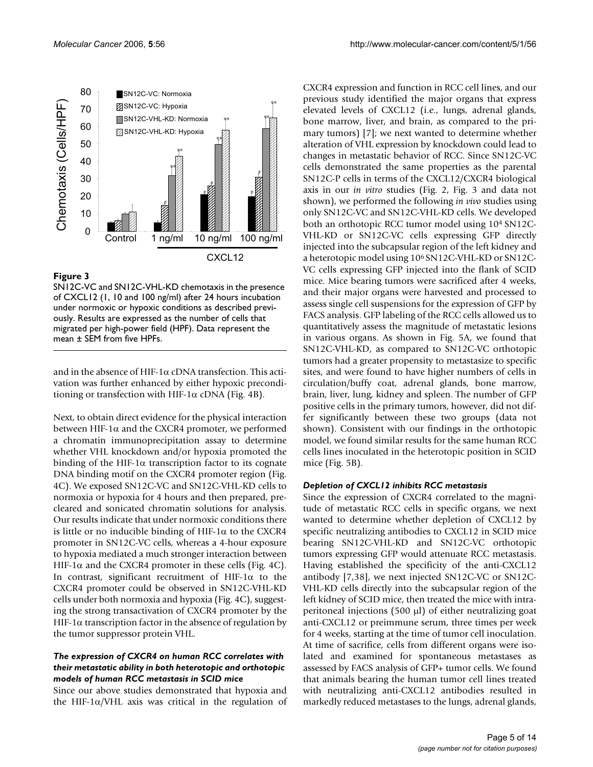**Figure 3**

SN12C-VC and SN12C-VHL-KD chemotaxis in the presence of CXCL12 (1, 10 and 100 ng/ml) after 24 hours incubation under normoxic or hypoxic conditions as described previously. Results are expressed as the number of cells that migrated per high-power field (HPF). Data represent the mean ± SEM from five HPFs.

and in the absence of HIF-1α cDNA transfection. This activation was further enhanced by either hypoxic preconditioning or transfection with HIF-1α cDNA (Fig. 4B).

Next, to obtain direct evidence for the physical interaction between HIF-1α and the CXCR4 promoter, we performed a chromatin immunoprecipitation assay to determine whether VHL knockdown and/or hypoxia promoted the binding of the HIF-1α transcription factor to its cognate DNA binding motif on the CXCR4 promoter region (Fig. 4C). We exposed SN12C-VC and SN12C-VHL-KD cells to normoxia or hypoxia for 4 hours and then prepared, precleared and sonicated chromatin solutions for analysis. Our results indicate that under normoxic conditions there is little or no inducible binding of HIF-1α to the CXCR4 promoter in SN12C-VC cells, whereas a 4-hour exposure to hypoxia mediated a much stronger interaction between HIF-1α and the CXCR4 promoter in these cells (Fig. 4C). In contrast, significant recruitment of HIF-1α to the CXCR4 promoter could be observed in SN12C-VHL-KD cells under both normoxia and hypoxia (Fig. 4C), suggesting the strong transactivation of CXCR4 promoter by the HIF-1α transcription factor in the absence of regulation by the tumor suppressor protein VHL.

### *The expression of CXCR4 on human RCC correlates with their metastatic ability in both heterotopic and orthotopic models of human RCC metastasis in SCID mice*

Since our above studies demonstrated that hypoxia and the HIF-1α/VHL axis was critical in the regulation of CXCR4 expression and function in RCC cell lines, and our previous study identified the major organs that express elevated levels of CXCL12 (i.e., lungs, adrenal glands, bone marrow, liver, and brain, as compared to the primary tumors) [7]; we next wanted to determine whether alteration of VHL expression by knockdown could lead to changes in metastatic behavior of RCC. Since SN12C-VC cells demonstrated the same properties as the parental SN12C-P cells in terms of the CXCL12/CXCR4 biological axis in our *in vitro* studies (Fig. 2, Fig. 3 and data not shown), we performed the following *in vivo* studies using only SN12C-VC and SN12C-VHL-KD cells. We developed both an orthotopic RCC tumor model using $10^4$ SN12C-VHL-KD or SN12C-VC cells expressing GFP directly injected into the subcapsular region of the left kidney and a heterotopic model using $10^6$ SN12C-VHL-KD or SN12C-VC cells expressing GFP injected into the flank of SCID mice. Mice bearing tumors were sacrificed after 4 weeks, and their major organs were harvested and processed to assess single cell suspensions for the expression of GFP by FACS analysis. GFP labeling of the RCC cells allowed us to quantitatively assess the magnitude of metastatic lesions in various organs. As shown in Fig. 5A, we found that SN12C-VHL-KD, as compared to SN12C-VC orthotopic tumors had a greater propensity to metastasize to specific sites, and were found to have higher numbers of cells in circulation/buffy coat, adrenal glands, bone marrow, brain, liver, lung, kidney and spleen. The number of GFP positive cells in the primary tumors, however, did not differ significantly between these two groups (data not shown). Consistent with our findings in the orthotopic model, we found similar results for the same human RCC cells lines inoculated in the heterotopic position in SCID mice (Fig. 5B).

### *Depletion of CXCL12 inhibits RCC metastasis*

Since the expression of CXCR4 correlated to the magnitude of metastatic RCC cells in specific organs, we next wanted to determine whether depletion of CXCL12 by specific neutralizing antibodies to CXCL12 in SCID mice bearing SN12C-VHL-KD and SN12C-VC orthotopic tumors expressing GFP would attenuate RCC metastasis. Having established the specificity of the anti-CXCL12 antibody [7,38], we next injected SN12C-VC or SN12C-VHL-KD cells directly into the subcapsular region of the left kidney of SCID mice, then treated the mice with intraperitoneal injections (500 μl) of either neutralizing goat anti-CXCL12 or preimmune serum, three times per week for 4 weeks, starting at the time of tumor cell inoculation. At time of sacrifice, cells from different organs were isolated and examined for spontaneous metastases as assessed by FACS analysis of GFP+ tumor cells. We found that animals bearing the human tumor cell lines treated with neutralizing anti-CXCL12 antibodies resulted in markedly reduced metastases to the lungs, adrenal glands,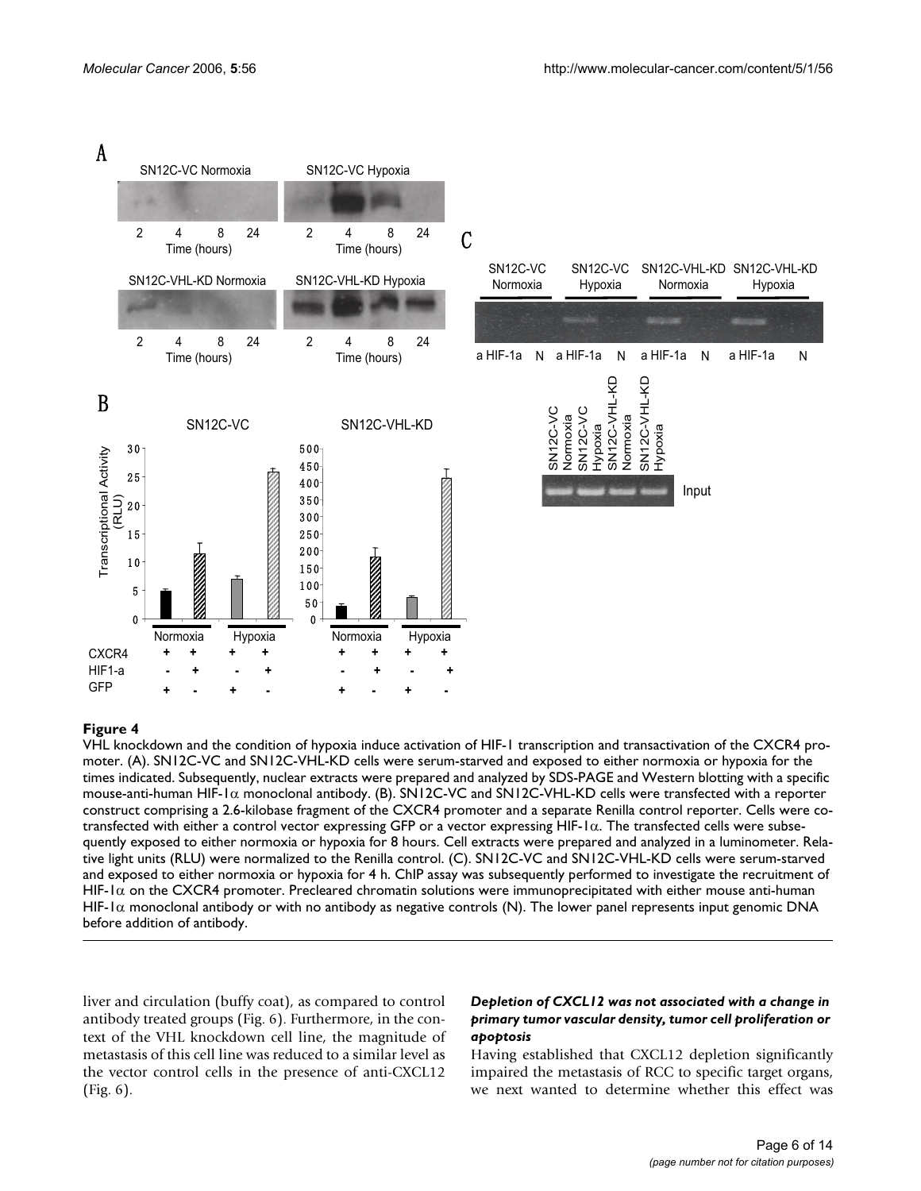**Figure 4**

VHL knockdown and the condition of hypoxia induce activation of HIF-1 transcription and transactivation of the CXCR4 promoter. (A). SN12C-VC and SN12C-VHL-KD cells were serum-starved and exposed to either normoxia or hypoxia for the times indicated. Subsequently, nuclear extracts were prepared and analyzed by SDS-PAGE and Western blotting with a specific mouse-anti-human HIF-1α monoclonal antibody. (B). SN12C-VC and SN12C-VHL-KD cells were transfected with a reporter construct comprising a 2.6-kilobase fragment of the CXCR4 promoter and a separate Renilla control reporter. Cells were co-transfected with either a control vector expressing GFP or a vector expressing HIF-1α. The transfected cells were subsequently exposed to either normoxia or hypoxia for 8 hours. Cell extracts were prepared and analyzed in a luminometer. Relative light units (RLU) were normalized to the Renilla control. (C). SN12C-VC and SN12C-VHL-KD cells were serum-starved and exposed to either normoxia or hypoxia for 4 h. ChIP assay was subsequently performed to investigate the recruitment of HIF-1α on the CXCR4 promoter. Precleared chromatin solutions were immunoprecipitated with either mouse anti-human HIF-1α monoclonal antibody or with no antibody as negative controls (N). The lower panel represents input genomic DNA before addition of antibody.

liver and circulation (buffy coat), as compared to control antibody treated groups (Fig. 6). Furthermore, in the context of the VHL knockdown cell line, the magnitude of metastasis of this cell line was reduced to a similar level as the vector control cells in the presence of anti-CXCL12 (Fig. 6).

***Depletion of CXCL12 was not associated with a change in primary tumor vascular density, tumor cell proliferation or apoptosis***

Having established that CXCL12 depletion significantly impaired the metastasis of RCC to specific target organs, we next wanted to determine whether this effect was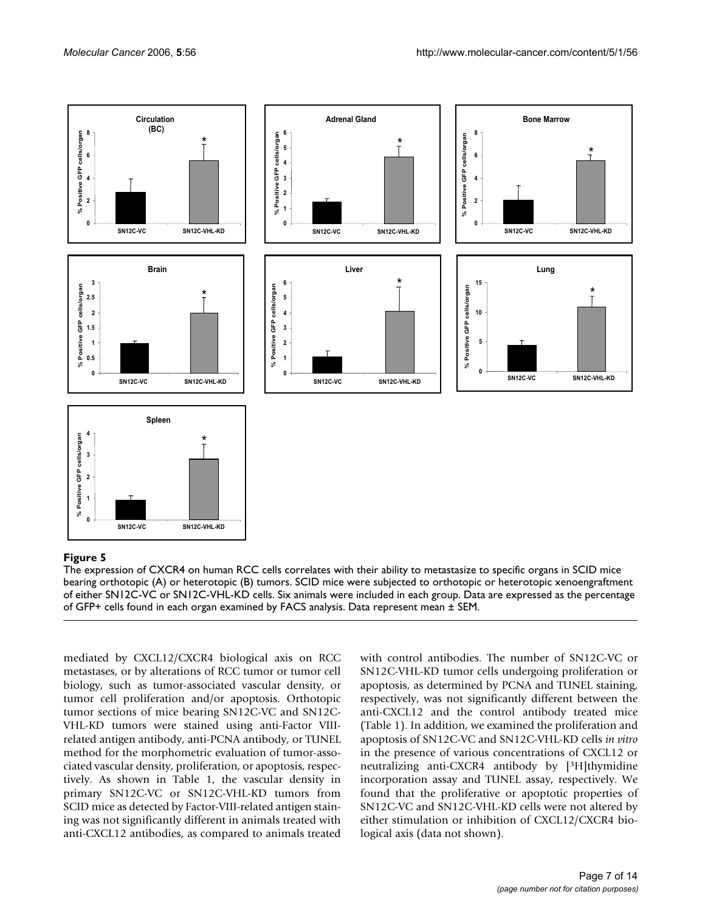**Figure 5**

The expression of CXCR4 on human RCC cells correlates with their ability to metastasize to specific organs in SCID mice bearing orthotopic (A) or heterotopic (B) tumors. SCID mice were subjected to orthotopic or heterotopic xenoengraftment of either SN12C-VC or SN12C-VHL-KD cells. Six animals were included in each group. Data are expressed as the percentage of GFP+ cells found in each organ examined by FACS analysis. Data represent mean ± SEM.

mediated by CXCL12/CXCR4 biological axis on RCC metastases, or by alterations of RCC tumor or tumor cell biology, such as tumor-associated vascular density, or tumor cell proliferation and/or apoptosis. Orthotopic tumor sections of mice bearing SN12C-VC and SN12C-VHL-KD tumors were stained using anti-Factor VIII-related antigen antibody, anti-PCNA antibody, or TUNEL method for the morphometric evaluation of tumor-associated vascular density, proliferation, or apoptosis, respectively. As shown in Table 1, the vascular density in primary SN12C-VC or SN12C-VHL-KD tumors from SCID mice as detected by Factor-VIII-related antigen staining was not significantly different in animals treated with anti-CXCL12 antibodies, as compared to animals treated with control antibodies. The number of SN12C-VC or SN12C-VHL-KD tumor cells undergoing proliferation or apoptosis, as determined by PCNA and TUNEL staining, respectively, was not significantly different between the anti-CXCL12 and the control antibody treated mice (Table 1). In addition, we examined the proliferation and apoptosis of SN12C-VC and SN12C-VHL-KD cells *in vitro* in the presence of various concentrations of CXCL12 or neutralizing anti-CXCR4 antibody by [$^3$H]thymidine incorporation assay and TUNEL assay, respectively. We found that the proliferative or apoptotic properties of SN12C-VC and SN12C-VHL-KD cells were not altered by either stimulation or inhibition of CXCL12/CXCR4 biological axis (data not shown).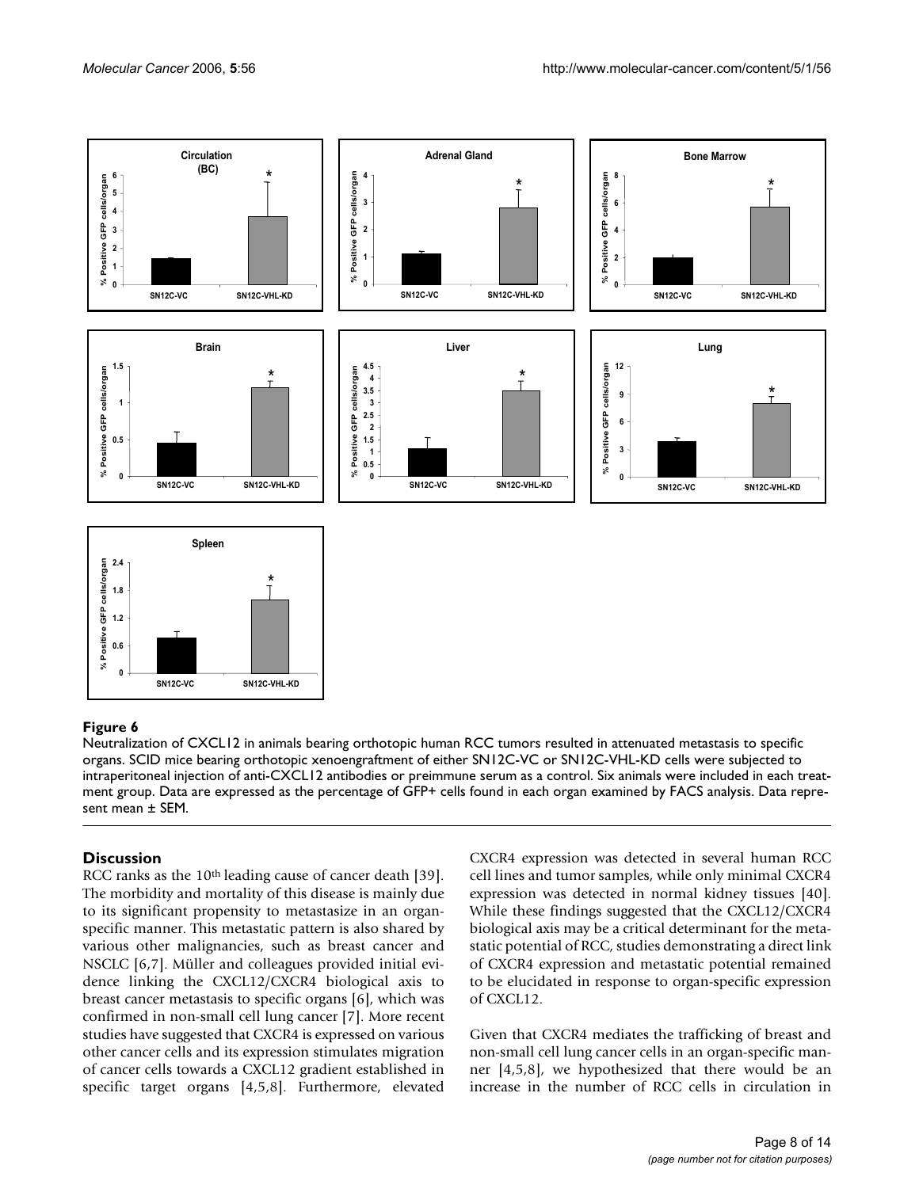**Figure 6**

Neutralization of CXCL12 in animals bearing orthotopic human RCC tumors resulted in attenuated metastasis to specific organs. SCID mice bearing orthotopic xenoengraftment of either SN12C-VC or SN12C-VHL-KD cells were subjected to intraperitoneal injection of anti-CXCL12 antibodies or preimmune serum as a control. Six animals were included in each treatment group. Data are expressed as the percentage of GFP+ cells found in each organ examined by FACS analysis. Data represent mean ± SEM.

## Discussion

RCC ranks as the 10th leading cause of cancer death [39]. The morbidity and mortality of this disease is mainly due to its significant propensity to metastasize in an organ-specific manner. This metastatic pattern is also shared by various other malignancies, such as breast cancer and NSCLC [6,7]. Müller and colleagues provided initial evidence linking the CXCL12/CXCR4 biological axis to breast cancer metastasis to specific organs [6], which was confirmed in non-small cell lung cancer [7]. More recent studies have suggested that CXCR4 is expressed on various other cancer cells and its expression stimulates migration of cancer cells towards a CXCL12 gradient established in specific target organs [4,5,8]. Furthermore, elevated CXCR4 expression was detected in several human RCC cell lines and tumor samples, while only minimal CXCR4 expression was detected in normal kidney tissues [40]. While these findings suggested that the CXCL12/CXCR4 biological axis may be a critical determinant for the metastatic potential of RCC, studies demonstrating a direct link of CXCR4 expression and metastatic potential remained to be elucidated in response to organ-specific expression of CXCL12.

Given that CXCR4 mediates the trafficking of breast and non-small cell lung cancer cells in an organ-specific manner [4,5,8], we hypothesized that there would be an increase in the number of RCC cells in circulation in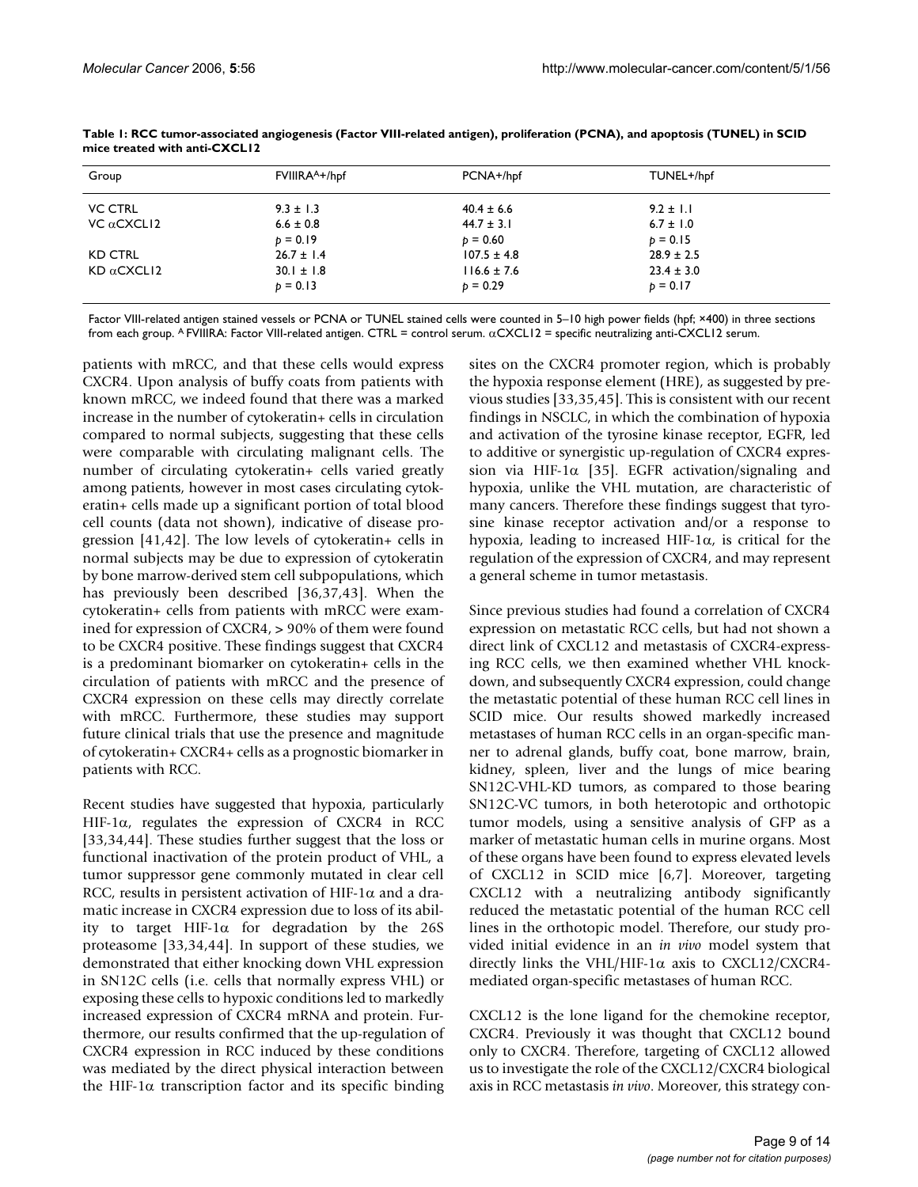**Table 1: RCC tumor-associated angiogenesis (Factor VIII-related antigen), proliferation (PCNA), and apoptosis (TUNEL) in SCID mice treated with anti-CXCL12**

| Group | FVIIIRA[A]+/hpf | PCNA+/hpf | TUNEL+/hpf |
| --- | --- | --- | --- |
| VC CTRL | 9.3 ± 1.3 | 40.4 ± 6.6 | 9.2 ± 1.1 |
| VC αCXCL12 | 6.6 ± 0.8 | 44.7 ± 3.1 | 6.7 ± 1.0 |
| | $p = 0.19$ | $p = 0.60$ | $p = 0.15$ |
| KD CTRL | 26.7 ± 1.4 | 107.5 ± 4.8 | 28.9 ± 2.5 |
| KD αCXCL12 | 30.1 ± 1.8 | 116.6 ± 7.6 | 23.4 ± 3.0 |
| | $p = 0.13$ | $p = 0.29$ | $p = 0.17$ |

Factor VIII-related antigen stained vessels or PCNA or TUNEL stained cells were counted in 5–10 high power fields (hpf; ×400) in three sections from each group. [A] FVIIIRA: Factor VIII-related antigen. CTRL = control serum. αCXCL12 = specific neutralizing anti-CXCL12 serum.

patients with mRCC, and that these cells would express CXCR4. Upon analysis of buffy coats from patients with known mRCC, we indeed found that there was a marked increase in the number of cytokeratin+ cells in circulation compared to normal subjects, suggesting that these cells were comparable with circulating malignant cells. The number of circulating cytokeratin+ cells varied greatly among patients, however in most cases circulating cytokeratin+ cells made up a significant portion of total blood cell counts (data not shown), indicative of disease progression [41,42]. The low levels of cytokeratin+ cells in normal subjects may be due to expression of cytokeratin by bone marrow-derived stem cell subpopulations, which has previously been described [36,37,43]. When the cytokeratin+ cells from patients with mRCC were examined for expression of CXCR4, > 90% of them were found to be CXCR4 positive. These findings suggest that CXCR4 is a predominant biomarker on cytokeratin+ cells in the circulation of patients with mRCC and the presence of CXCR4 expression on these cells may directly correlate with mRCC. Furthermore, these studies may support future clinical trials that use the presence and magnitude of cytokeratin+ CXCR4+ cells as a prognostic biomarker in patients with RCC.

Recent studies have suggested that hypoxia, particularly HIF-1α, regulates the expression of CXCR4 in RCC [33,34,44]. These studies further suggest that the loss or functional inactivation of the protein product of VHL, a tumor suppressor gene commonly mutated in clear cell RCC, results in persistent activation of HIF-1α and a dramatic increase in CXCR4 expression due to loss of its ability to target HIF-1α for degradation by the 26S proteasome [33,34,44]. In support of these studies, we demonstrated that either knocking down VHL expression in SN12C cells (i.e. cells that normally express VHL) or exposing these cells to hypoxic conditions led to markedly increased expression of CXCR4 mRNA and protein. Furthermore, our results confirmed that the up-regulation of CXCR4 expression in RCC induced by these conditions was mediated by the direct physical interaction between the HIF-1α transcription factor and its specific binding sites on the CXCR4 promoter region, which is probably the hypoxia response element (HRE), as suggested by previous studies [33,35,45]. This is consistent with our recent findings in NSCLC, in which the combination of hypoxia and activation of the tyrosine kinase receptor, EGFR, led to additive or synergistic up-regulation of CXCR4 expression via HIF-1α [35]. EGFR activation/signaling and hypoxia, unlike the VHL mutation, are characteristic of many cancers. Therefore these findings suggest that tyrosine kinase receptor activation and/or a response to hypoxia, leading to increased HIF-1α, is critical for the regulation of the expression of CXCR4, and may represent a general scheme in tumor metastasis.

Since previous studies had found a correlation of CXCR4 expression on metastatic RCC cells, but had not shown a direct link of CXCL12 and metastasis of CXCR4-expressing RCC cells, we then examined whether VHL knockdown, and subsequently CXCR4 expression, could change the metastatic potential of these human RCC cell lines in SCID mice. Our results showed markedly increased metastases of human RCC cells in an organ-specific manner to adrenal glands, buffy coat, bone marrow, brain, kidney, spleen, liver and the lungs of mice bearing SN12C-VHL-KD tumors, as compared to those bearing SN12C-VC tumors, in both heterotopic and orthotopic tumor models, using a sensitive analysis of GFP as a marker of metastatic human cells in murine organs. Most of these organs have been found to express elevated levels of CXCL12 in SCID mice [6,7]. Moreover, targeting CXCL12 with a neutralizing antibody significantly reduced the metastatic potential of the human RCC cell lines in the orthotopic model. Therefore, our study provided initial evidence in an *in vivo* model system that directly links the VHL/HIF-1α axis to CXCL12/CXCR4-mediated organ-specific metastases of human RCC.

CXCL12 is the lone ligand for the chemokine receptor, CXCR4. Previously it was thought that CXCL12 bound only to CXCR4. Therefore, targeting of CXCL12 allowed us to investigate the role of the CXCL12/CXCR4 biological axis in RCC metastasis *in vivo*. Moreover, this strategy con-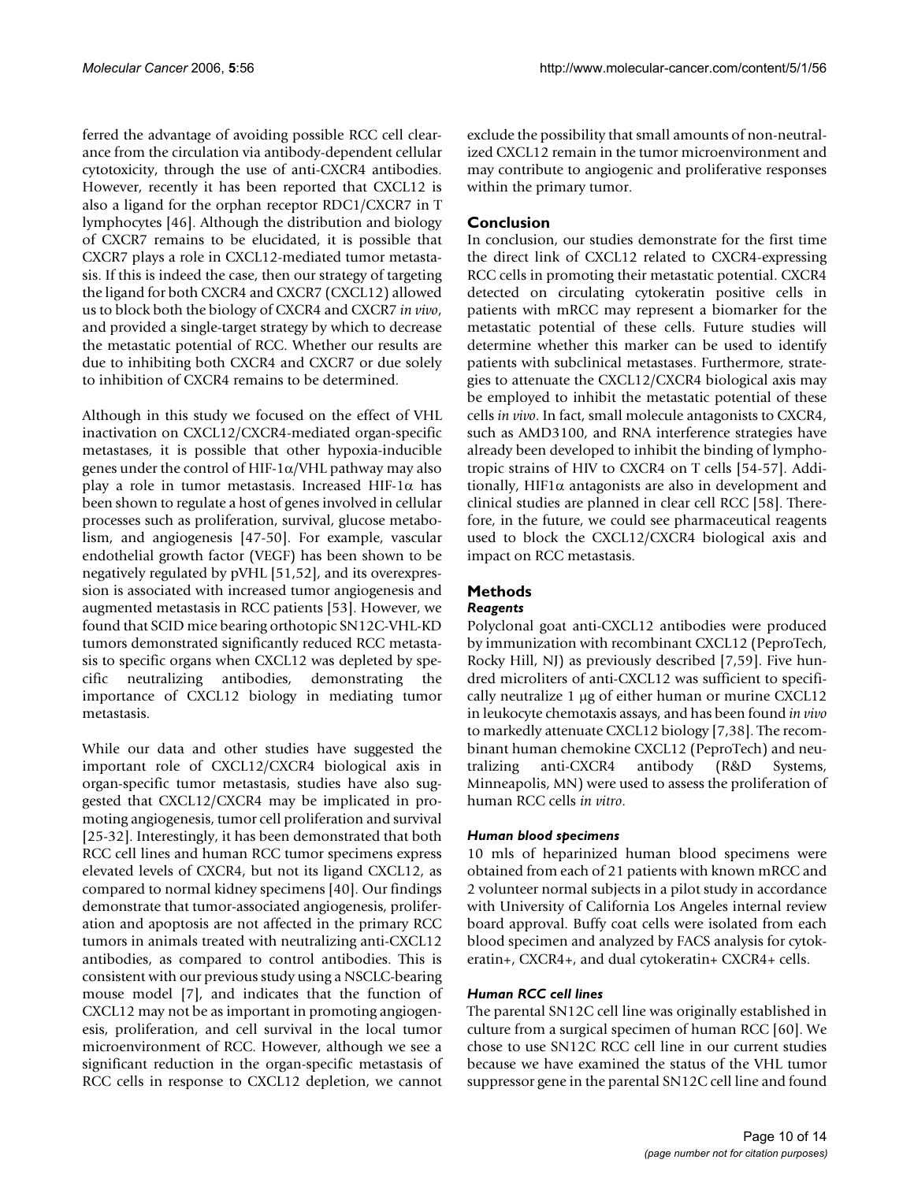ferred the advantage of avoiding possible RCC cell clearance from the circulation via antibody-dependent cellular cytotoxicity, through the use of anti-CXCR4 antibodies. However, recently it has been reported that CXCL12 is also a ligand for the orphan receptor RDC1/CXCR7 in T lymphocytes [46]. Although the distribution and biology of CXCR7 remains to be elucidated, it is possible that CXCR7 plays a role in CXCL12-mediated tumor metastasis. If this is indeed the case, then our strategy of targeting the ligand for both CXCR4 and CXCR7 (CXCL12) allowed us to block both the biology of CXCR4 and CXCR7 *in vivo*, and provided a single-target strategy by which to decrease the metastatic potential of RCC. Whether our results are due to inhibiting both CXCR4 and CXCR7 or due solely to inhibition of CXCR4 remains to be determined.

Although in this study we focused on the effect of VHL inactivation on CXCL12/CXCR4-mediated organ-specific metastases, it is possible that other hypoxia-inducible genes under the control of HIF-1$\alpha$/VHL pathway may also play a role in tumor metastasis. Increased HIF-1$\alpha$ has been shown to regulate a host of genes involved in cellular processes such as proliferation, survival, glucose metabolism, and angiogenesis [47-50]. For example, vascular endothelial growth factor (VEGF) has been shown to be negatively regulated by pVHL [51,52], and its overexpression is associated with increased tumor angiogenesis and augmented metastasis in RCC patients [53]. However, we found that SCID mice bearing orthotopic SN12C-VHL-KD tumors demonstrated significantly reduced RCC metastasis to specific organs when CXCL12 was depleted by specific neutralizing antibodies, demonstrating the importance of CXCL12 biology in mediating tumor metastasis.

While our data and other studies have suggested the important role of CXCL12/CXCR4 biological axis in organ-specific tumor metastasis, studies have also suggested that CXCL12/CXCR4 may be implicated in promoting angiogenesis, tumor cell proliferation and survival [25-32]. Interestingly, it has been demonstrated that both RCC cell lines and human RCC tumor specimens express elevated levels of CXCR4, but not its ligand CXCL12, as compared to normal kidney specimens [40]. Our findings demonstrate that tumor-associated angiogenesis, proliferation and apoptosis are not affected in the primary RCC tumors in animals treated with neutralizing anti-CXCL12 antibodies, as compared to control antibodies. This is consistent with our previous study using a NSCLC-bearing mouse model [7], and indicates that the function of CXCL12 may not be as important in promoting angiogenesis, proliferation, and cell survival in the local tumor microenvironment of RCC. However, although we see a significant reduction in the organ-specific metastasis of RCC cells in response to CXCL12 depletion, we cannot exclude the possibility that small amounts of non-neutralized CXCL12 remain in the tumor microenvironment and may contribute to angiogenic and proliferative responses within the primary tumor.

## Conclusion

In conclusion, our studies demonstrate for the first time the direct link of CXCL12 related to CXCR4-expressing RCC cells in promoting their metastatic potential. CXCR4 detected on circulating cytokeratin positive cells in patients with mRCC may represent a biomarker for the metastatic potential of these cells. Future studies will determine whether this marker can be used to identify patients with subclinical metastases. Furthermore, strategies to attenuate the CXCL12/CXCR4 biological axis may be employed to inhibit the metastatic potential of these cells *in vivo*. In fact, small molecule antagonists to CXCR4, such as AMD3100, and RNA interference strategies have already been developed to inhibit the binding of lymphotropic strains of HIV to CXCR4 on T cells [54-57]. Additionally, HIF1$\alpha$ antagonists are also in development and clinical studies are planned in clear cell RCC [58]. Therefore, in the future, we could see pharmaceutical reagents used to block the CXCL12/CXCR4 biological axis and impact on RCC metastasis.

## Methods

### *Reagents*

Polyclonal goat anti-CXCL12 antibodies were produced by immunization with recombinant CXCL12 (PeproTech, Rocky Hill, NJ) as previously described [7,59]. Five hundred microliters of anti-CXCL12 was sufficient to specifically neutralize 1 μg of either human or murine CXCL12 in leukocyte chemotaxis assays, and has been found *in vivo* to markedly attenuate CXCL12 biology [7,38]. The recombinant human chemokine CXCL12 (PeproTech) and neutralizing anti-CXCR4 antibody (R&D Systems, Minneapolis, MN) were used to assess the proliferation of human RCC cells *in vitro*.

### *Human blood specimens*

10 mls of heparinized human blood specimens were obtained from each of 21 patients with known mRCC and 2 volunteer normal subjects in a pilot study in accordance with University of California Los Angeles internal review board approval. Buffy coat cells were isolated from each blood specimen and analyzed by FACS analysis for cytokeratin+, CXCR4+, and dual cytokeratin+ CXCR4+ cells.

### *Human RCC cell lines*

The parental SN12C cell line was originally established in culture from a surgical specimen of human RCC [60]. We chose to use SN12C RCC cell line in our current studies because we have examined the status of the VHL tumor suppressor gene in the parental SN12C cell line and found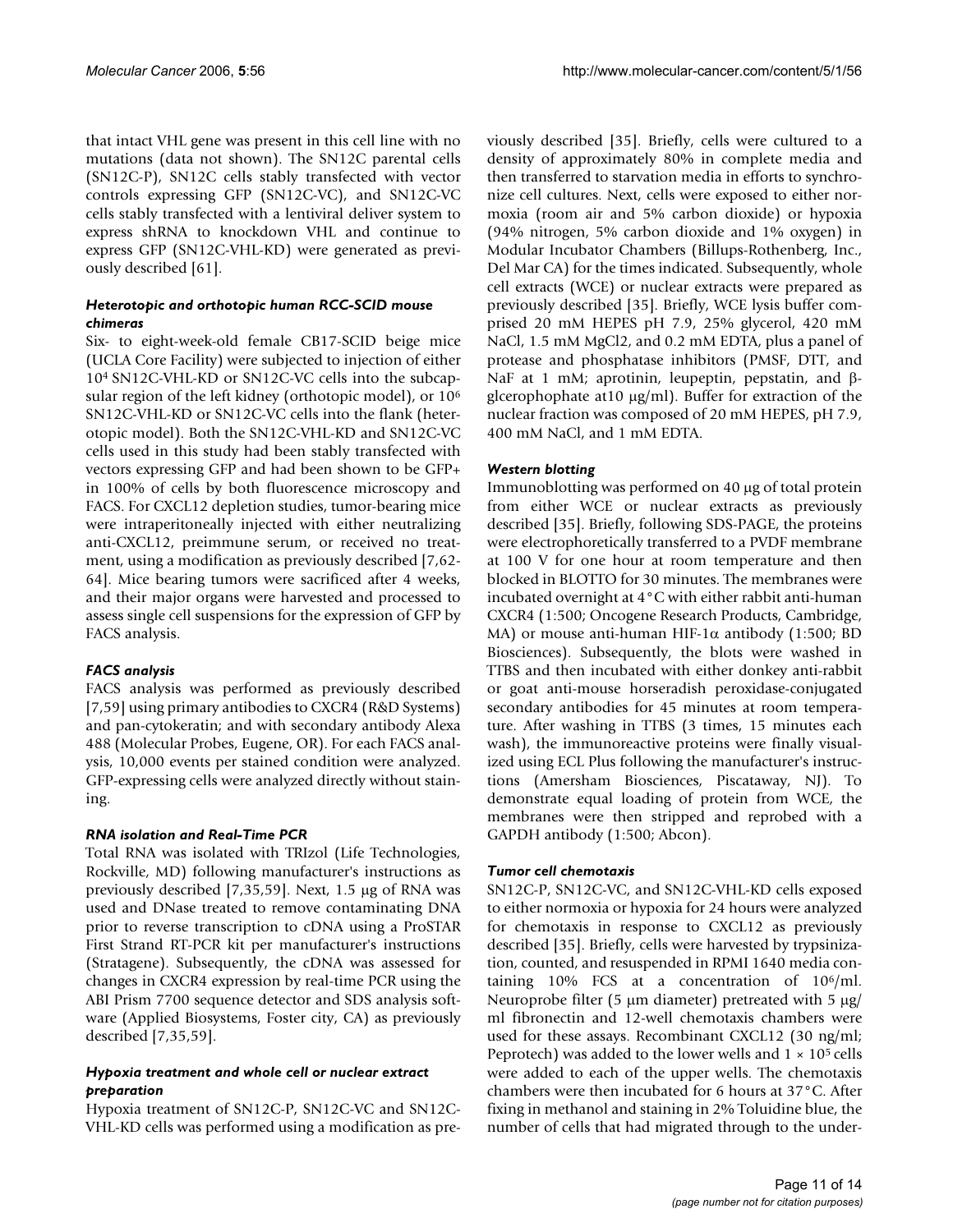that intact VHL gene was present in this cell line with no mutations (data not shown). The SN12C parental cells (SN12C-P), SN12C cells stably transfected with vector controls expressing GFP (SN12C-VC), and SN12C-VC cells stably transfected with a lentiviral deliver system to express shRNA to knockdown VHL and continue to express GFP (SN12C-VHL-KD) were generated as previously described [61].

### *Heterotopic and orthotopic human RCC-SCID mouse chimeras*

Six- to eight-week-old female CB17-SCID beige mice (UCLA Core Facility) were subjected to injection of either $10^4$ SN12C-VHL-KD or SN12C-VC cells into the subcapsular region of the left kidney (orthotopic model), or $10^6$ SN12C-VHL-KD or SN12C-VC cells into the flank (heterotopic model). Both the SN12C-VHL-KD and SN12C-VC cells used in this study had been stably transfected with vectors expressing GFP and had been shown to be GFP+ in 100% of cells by both fluorescence microscopy and FACS. For CXCL12 depletion studies, tumor-bearing mice were intraperitoneally injected with either neutralizing anti-CXCL12, preimmune serum, or received no treatment, using a modification as previously described [7,62-64]. Mice bearing tumors were sacrificed after 4 weeks, and their major organs were harvested and processed to assess single cell suspensions for the expression of GFP by FACS analysis.

### *FACS analysis*

FACS analysis was performed as previously described [7,59] using primary antibodies to CXCR4 (R&D Systems) and pan-cytokeratin; and with secondary antibody Alexa 488 (Molecular Probes, Eugene, OR). For each FACS analysis, 10,000 events per stained condition were analyzed. GFP-expressing cells were analyzed directly without staining.

### *RNA isolation and Real-Time PCR*

Total RNA was isolated with TRIzol (Life Technologies, Rockville, MD) following manufacturer's instructions as previously described [7,35,59]. Next, 1.5 μg of RNA was used and DNase treated to remove contaminating DNA prior to reverse transcription to cDNA using a ProSTAR First Strand RT-PCR kit per manufacturer's instructions (Stratagene). Subsequently, the cDNA was assessed for changes in CXCR4 expression by real-time PCR using the ABI Prism 7700 sequence detector and SDS analysis software (Applied Biosystems, Foster city, CA) as previously described [7,35,59].

### *Hypoxia treatment and whole cell or nuclear extract preparation*

Hypoxia treatment of SN12C-P, SN12C-VC and SN12C-VHL-KD cells was performed using a modification as previously described [35]. Briefly, cells were cultured to a density of approximately 80% in complete media and then transferred to starvation media in efforts to synchronize cell cultures. Next, cells were exposed to either normoxia (room air and 5% carbon dioxide) or hypoxia (94% nitrogen, 5% carbon dioxide and 1% oxygen) in Modular Incubator Chambers (Billups-Rothenberg, Inc., Del Mar CA) for the times indicated. Subsequently, whole cell extracts (WCE) or nuclear extracts were prepared as previously described [35]. Briefly, WCE lysis buffer comprised 20 mM HEPES pH 7.9, 25% glycerol, 420 mM NaCl, 1.5 mM $MgCl_2$, and 0.2 mM EDTA, plus a panel of protease and phosphatase inhibitors (PMSF, DTT, and NaF at 1 mM; aprotinin, leupeptin, pepstatin, and β-glcerophophate at10 μg/ml). Buffer for extraction of the nuclear fraction was composed of 20 mM HEPES, pH 7.9, 400 mM NaCl, and 1 mM EDTA.

### *Western blotting*

Immunoblotting was performed on 40 μg of total protein from either WCE or nuclear extracts as previously described [35]. Briefly, following SDS-PAGE, the proteins were electrophoretically transferred to a PVDF membrane at 100 V for one hour at room temperature and then blocked in BLOTTO for 30 minutes. The membranes were incubated overnight at 4°C with either rabbit anti-human CXCR4 (1:500; Oncogene Research Products, Cambridge, MA) or mouse anti-human HIF-1α antibody (1:500; BD Biosciences). Subsequently, the blots were washed in TTBS and then incubated with either donkey anti-rabbit or goat anti-mouse horseradish peroxidase-conjugated secondary antibodies for 45 minutes at room temperature. After washing in TTBS (3 times, 15 minutes each wash), the immunoreactive proteins were finally visualized using ECL Plus following the manufacturer's instructions (Amersham Biosciences, Piscataway, NJ). To demonstrate equal loading of protein from WCE, the membranes were then stripped and reprobed with a GAPDH antibody (1:500; Abcon).

### *Tumor cell chemotaxis*

SN12C-P, SN12C-VC, and SN12C-VHL-KD cells exposed to either normoxia or hypoxia for 24 hours were analyzed for chemotaxis in response to CXCL12 as previously described [35]. Briefly, cells were harvested by trypsinization, counted, and resuspended in RPMI 1640 media containing 10% FCS at a concentration of $10^6$/ml. Neuroprobe filter (5 μm diameter) pretreated with 5 μg/ml fibronectin and 12-well chemotaxis chambers were used for these assays. Recombinant CXCL12 (30 ng/ml; Peprotech) was added to the lower wells and $1 \times 10^5$ cells were added to each of the upper wells. The chemotaxis chambers were then incubated for 6 hours at 37°C. After fixing in methanol and staining in 2% Toluidine blue, the number of cells that had migrated through to the under-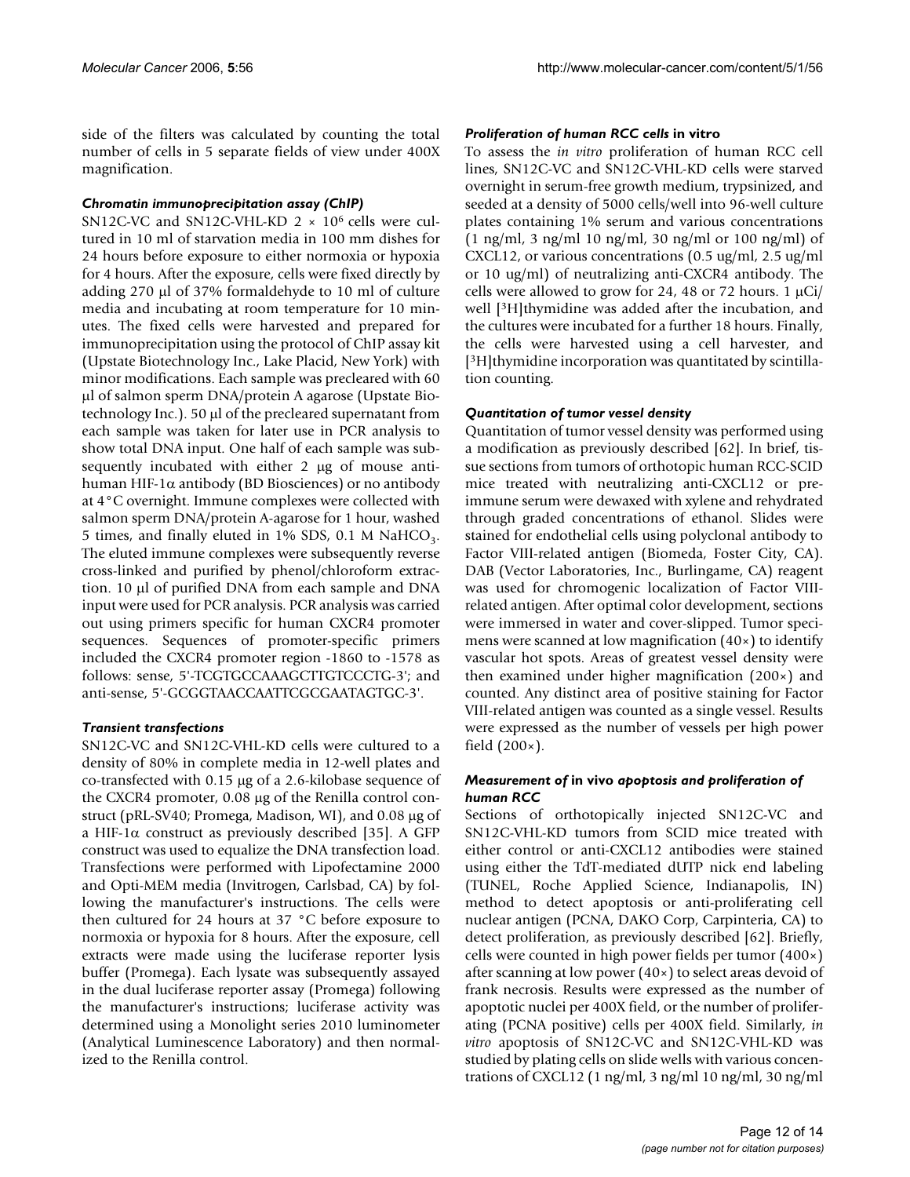side of the filters was calculated by counting the total number of cells in 5 separate fields of view under 400X magnification.

### *Chromatin immunoprecipitation assay (ChIP)*

SN12C-VC and SN12C-VHL-KD 2 × $10^6$ cells were cultured in 10 ml of starvation media in 100 mm dishes for 24 hours before exposure to either normoxia or hypoxia for 4 hours. After the exposure, cells were fixed directly by adding 270 μl of 37% formaldehyde to 10 ml of culture media and incubating at room temperature for 10 minutes. The fixed cells were harvested and prepared for immunoprecipitation using the protocol of ChIP assay kit (Upstate Biotechnology Inc., Lake Placid, New York) with minor modifications. Each sample was precleared with 60 μl of salmon sperm DNA/protein A agarose (Upstate Biotechnology Inc.). 50 μl of the precleared supernatant from each sample was taken for later use in PCR analysis to show total DNA input. One half of each sample was subsequently incubated with either 2 μg of mouse anti-human HIF-1α antibody (BD Biosciences) or no antibody at 4°C overnight. Immune complexes were collected with salmon sperm DNA/protein A-agarose for 1 hour, washed 5 times, and finally eluted in 1% SDS, 0.1 M $NaHCO_3$. The eluted immune complexes were subsequently reverse cross-linked and purified by phenol/chloroform extraction. 10 μl of purified DNA from each sample and DNA input were used for PCR analysis. PCR analysis was carried out using primers specific for human CXCR4 promoter sequences. Sequences of promoter-specific primers included the CXCR4 promoter region -1860 to -1578 as follows: sense, 5'-TCGTGCCAAAGCTTGTCCCTG-3'; and anti-sense, 5'-GCGGTAACCAATTCGCGAATAGTGC-3'.

### *Transient transfections*

SN12C-VC and SN12C-VHL-KD cells were cultured to a density of 80% in complete media in 12-well plates and co-transfected with 0.15 μg of a 2.6-kilobase sequence of the CXCR4 promoter, 0.08 μg of the Renilla control construct (pRL-SV40; Promega, Madison, WI), and 0.08 μg of a HIF-1α construct as previously described [35]. A GFP construct was used to equalize the DNA transfection load. Transfections were performed with Lipofectamine 2000 and Opti-MEM media (Invitrogen, Carlsbad, CA) by following the manufacturer's instructions. The cells were then cultured for 24 hours at 37 °C before exposure to normoxia or hypoxia for 8 hours. After the exposure, cell extracts were made using the luciferase reporter lysis buffer (Promega). Each lysate was subsequently assayed in the dual luciferase reporter assay (Promega) following the manufacturer's instructions; luciferase activity was determined using a Monolight series 2010 luminometer (Analytical Luminescence Laboratory) and then normalized to the Renilla control.

### *Proliferation of human RCC cells* in vitro

To assess the *in vitro* proliferation of human RCC cell lines, SN12C-VC and SN12C-VHL-KD cells were starved overnight in serum-free growth medium, trypsinized, and seeded at a density of 5000 cells/well into 96-well culture plates containing 1% serum and various concentrations (1 ng/ml, 3 ng/ml 10 ng/ml, 30 ng/ml or 100 ng/ml) of CXCL12, or various concentrations (0.5 ug/ml, 2.5 ug/ml or 10 ug/ml) of neutralizing anti-CXCR4 antibody. The cells were allowed to grow for 24, 48 or 72 hours. 1 μCi/well [$^3$H]thymidine was added after the incubation, and the cultures were incubated for a further 18 hours. Finally, the cells were harvested using a cell harvester, and [$^3$H]thymidine incorporation was quantitated by scintillation counting.

### *Quantitation of tumor vessel density*

Quantitation of tumor vessel density was performed using a modification as previously described [62]. In brief, tissue sections from tumors of orthotopic human RCC-SCID mice treated with neutralizing anti-CXCL12 or pre-immune serum were dewaxed with xylene and rehydrated through graded concentrations of ethanol. Slides were stained for endothelial cells using polyclonal antibody to Factor VIII-related antigen (Biomeda, Foster City, CA). DAB (Vector Laboratories, Inc., Burlingame, CA) reagent was used for chromogenic localization of Factor VIII-related antigen. After optimal color development, sections were immersed in water and cover-slipped. Tumor specimens were scanned at low magnification (40×) to identify vascular hot spots. Areas of greatest vessel density were then examined under higher magnification (200×) and counted. Any distinct area of positive staining for Factor VIII-related antigen was counted as a single vessel. Results were expressed as the number of vessels per high power field (200×).

### *Measurement of* in vivo *apoptosis and proliferation of human RCC*

Sections of orthotopically injected SN12C-VC and SN12C-VHL-KD tumors from SCID mice treated with either control or anti-CXCL12 antibodies were stained using either the TdT-mediated dUTP nick end labeling (TUNEL, Roche Applied Science, Indianapolis, IN) method to detect apoptosis or anti-proliferating cell nuclear antigen (PCNA, DAKO Corp, Carpinteria, CA) to detect proliferation, as previously described [62]. Briefly, cells were counted in high power fields per tumor (400×) after scanning at low power (40×) to select areas devoid of frank necrosis. Results were expressed as the number of apoptotic nuclei per 400X field, or the number of proliferating (PCNA positive) cells per 400X field. Similarly, *in vitro* apoptosis of SN12C-VC and SN12C-VHL-KD was studied by plating cells on slide wells with various concentrations of CXCL12 (1 ng/ml, 3 ng/ml 10 ng/ml, 30 ng/ml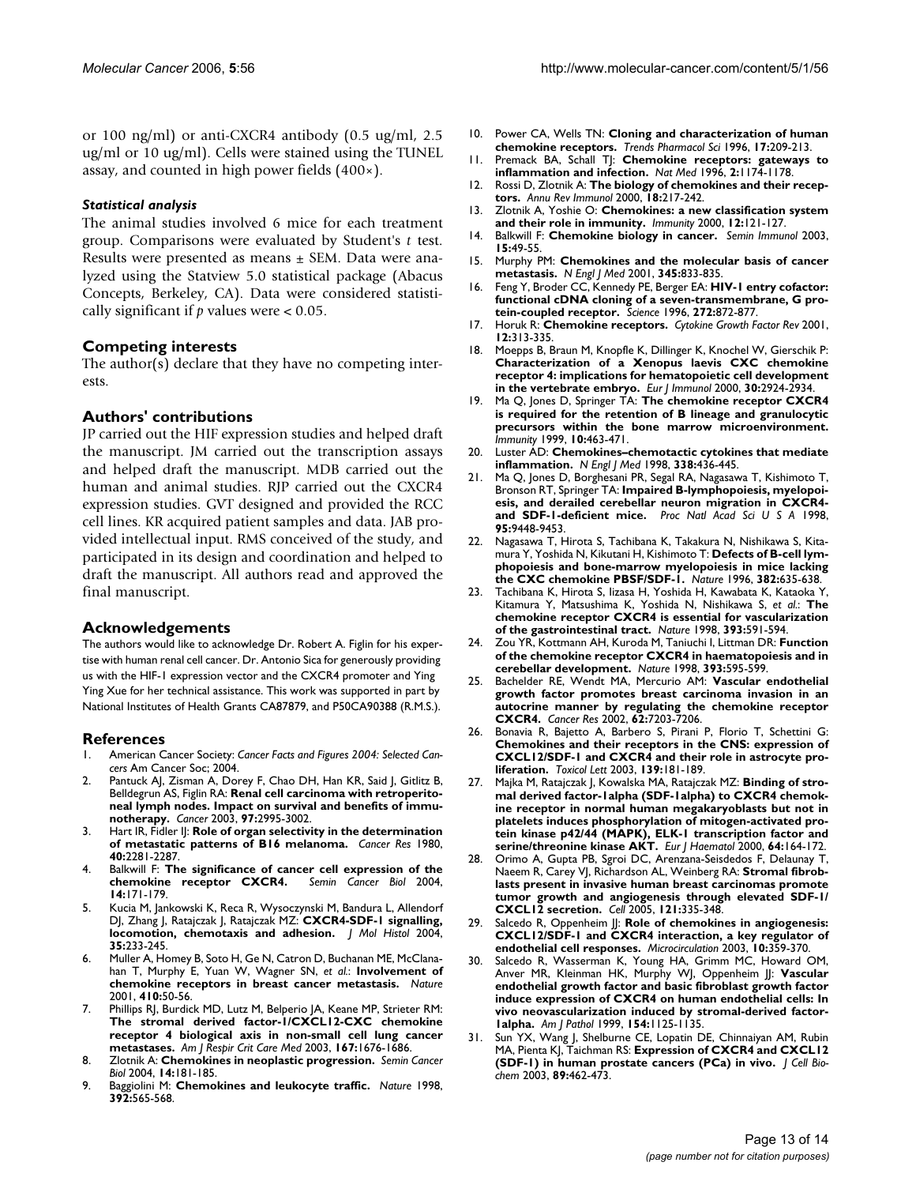or 100 ng/ml) or anti-CXCR4 antibody (0.5 ug/ml, 2.5 ug/ml or 10 ug/ml). Cells were stained using the TUNEL assay, and counted in high power fields (400×).

### *Statistical analysis*

The animal studies involved 6 mice for each treatment group. Comparisons were evaluated by Student's *t* test. Results were presented as means ± SEM. Data were analyzed using the Statview 5.0 statistical package (Abacus Concepts, Berkeley, CA). Data were considered statistically significant if *p* values were < 0.05.

## Competing interests

The author(s) declare that they have no competing interests.

## Authors' contributions

JP carried out the HIF expression studies and helped draft the manuscript. JM carried out the transcription assays and helped draft the manuscript. MDB carried out the human and animal studies. RJP carried out the CXCR4 expression studies. GVT designed and provided the RCC cell lines. KR acquired patient samples and data. JAB provided intellectual input. RMS conceived of the study, and participated in its design and coordination and helped to draft the manuscript. All authors read and approved the final manuscript.

## Acknowledgements

The authors would like to acknowledge Dr. Robert A. Figlin for his expertise with human renal cell cancer. Dr. Antonio Sica for generously providing us with the HIF-1 expression vector and the CXCR4 promoter and Ying Ying Xue for her technical assistance. This work was supported in part by National Institutes of Health Grants CA87879, and P50CA90388 (R.M.S.).

## References

1. American Cancer Society: *Cancer Facts and Figures 2004: Selected Cancers* Am Cancer Soc; 2004.
2. Pantuck AJ, Zisman A, Dorey F, Chao DH, Han KR, Said J, Gitlitz B, Belldegrun AS, Figlin RA: **Renal cell carcinoma with retroperitoneal lymph nodes. Impact on survival and benefits of immunotherapy.** *Cancer* 2003, **97:**2995-3002.
3. Hart IR, Fidler IJ: **Role of organ selectivity in the determination of metastatic patterns of B16 melanoma.** *Cancer Res* 1980, **40:**2281-2287.
4. Balkwill F: **The significance of cancer cell expression of the chemokine receptor CXCR4.** *Semin Cancer Biol* 2004, **14:**171-179.
5. Kucia M, Jankowski K, Reca R, Wysoczynski M, Bandura L, Allendorf DJ, Zhang J, Ratajczak J, Ratajczak MZ: **CXCR4-SDF-1 signalling, locomotion, chemotaxis and adhesion.** *J Mol Histol* 2004, **35:**233-245.
6. Muller A, Homey B, Soto H, Ge N, Catron D, Buchanan ME, McClanahan T, Murphy E, Yuan W, Wagner SN, *et al.*: **Involvement of chemokine receptors in breast cancer metastasis.** *Nature* 2001, **410:**50-56.
7. Phillips RJ, Burdick MD, Lutz M, Belperio JA, Keane MP, Strieter RM: **The stromal derived factor-1/CXCL12-CXC chemokine receptor 4 biological axis in non-small cell lung cancer metastases.** *Am J Respir Crit Care Med* 2003, **167:**1676-1686.
8. Zlotnik A: **Chemokines in neoplastic progression.** *Semin Cancer Biol* 2004, **14:**181-185.
9. Baggiolini M: **Chemokines and leukocyte traffic.** *Nature* 1998, **392:**565-568.
10. Power CA, Wells TN: **Cloning and characterization of human chemokine receptors.** *Trends Pharmacol Sci* 1996, **17:**209-213.
11. Premack BA, Schall TJ: **Chemokine receptors: gateways to inflammation and infection.** *Nat Med* 1996, **2:**1174-1178.
12. Rossi D, Zlotnik A: **The biology of chemokines and their receptors.** *Annu Rev Immunol* 2000, **18:**217-242.
13. Zlotnik A, Yoshie O: **Chemokines: a new classification system and their role in immunity.** *Immunity* 2000, **12:**121-127.
14. Balkwill F: **Chemokine biology in cancer.** *Semin Immunol* 2003, **15:**49-55.
15. Murphy PM: **Chemokines and the molecular basis of cancer metastasis.** *N Engl J Med* 2001, **345:**833-835.
16. Feng Y, Broder CC, Kennedy PE, Berger EA: **HIV-1 entry cofactor: functional cDNA cloning of a seven-transmembrane, G protein-coupled receptor.** *Science* 1996, **272:**872-877.
17. Horuk R: **Chemokine receptors.** *Cytokine Growth Factor Rev* 2001, **12:**313-335.
18. Moepps B, Braun M, Knopfle K, Dillinger K, Knochel W, Gierschik P: **Characterization of a Xenopus laevis CXC chemokine receptor 4: implications for hematopoietic cell development in the vertebrate embryo.** *Eur J Immunol* 2000, **30:**2924-2934.
19. Ma Q, Jones D, Springer TA: **The chemokine receptor CXCR4 is required for the retention of B lineage and granulocytic precursors within the bone marrow microenvironment.** *Immunity* 1999, **10:**463-471.
20. Luster AD: **Chemokines–chemotactic cytokines that mediate inflammation.** *N Engl J Med* 1998, **338:**436-445.
21. Ma Q, Jones D, Borghesani PR, Segal RA, Nagasawa T, Kishimoto T, Bronson RT, Springer TA: **Impaired B-lymphopoiesis, myelopoiesis, and derailed cerebellar neuron migration in CXCR4- and SDF-1-deficient mice.** *Proc Natl Acad Sci U S A* 1998, **95:**9448-9453.
22. Nagasawa T, Hirota S, Tachibana K, Takakura N, Nishikawa S, Kitamura Y, Yoshida N, Kikutani H, Kishimoto T: **Defects of B-cell lymphopoiesis and bone-marrow myelopoiesis in mice lacking the CXC chemokine PBSF/SDF-1.** *Nature* 1996, **382:**635-638.
23. Tachibana K, Hirota S, Iizasa H, Yoshida H, Kawabata K, Kataoka Y, Kitamura Y, Matsushima K, Yoshida N, Nishikawa S, *et al.*: **The chemokine receptor CXCR4 is essential for vascularization of the gastrointestinal tract.** *Nature* 1998, **393:**591-594.
24. Zou YR, Kottmann AH, Kuroda M, Taniuchi I, Littman DR: **Function of the chemokine receptor CXCR4 in haematopoiesis and in cerebellar development.** *Nature* 1998, **393:**595-599.
25. Bachelder RE, Wendt MA, Mercurio AM: **Vascular endothelial growth factor promotes breast carcinoma invasion in an autocrine manner by regulating the chemokine receptor CXCR4.** *Cancer Res* 2002, **62:**7203-7206.
26. Bonavia R, Bajetto A, Barbero S, Pirani P, Florio T, Schettini G: **Chemokines and their receptors in the CNS: expression of CXCL12/SDF-1 and CXCR4 and their role in astrocyte proliferation.** *Toxicol Lett* 2003, **139:**181-189.
27. Majka M, Ratajczak J, Kowalska MA, Ratajczak MZ: **Binding of stromal derived factor-1alpha (SDF-1alpha) to CXCR4 chemokine receptor in normal human megakaryoblasts but not in platelets induces phosphorylation of mitogen-activated protein kinase p42/44 (MAPK), ELK-1 transcription factor and serine/threonine kinase AKT.** *Eur J Haematol* 2000, **64:**164-172.
28. Orimo A, Gupta PB, Sgroi DC, Arenzana-Seisdedos F, Delaunay T, Naeem R, Carey VJ, Richardson AL, Weinberg RA: **Stromal fibroblasts present in invasive human breast carcinomas promote tumor growth and angiogenesis through elevated SDF-1/CXCL12 secretion.** *Cell* 2005, **121:**335-348.
29. Salcedo R, Oppenheim JJ: **Role of chemokines in angiogenesis: CXCL12/SDF-1 and CXCR4 interaction, a key regulator of endothelial cell responses.** *Microcirculation* 2003, **10:**359-370.
30. Salcedo R, Wasserman K, Young HA, Grimm MC, Howard OM, Anver MR, Kleinman HK, Murphy WJ, Oppenheim JJ: **Vascular endothelial growth factor and basic fibroblast growth factor induce expression of CXCR4 on human endothelial cells: In vivo neovascularization induced by stromal-derived factor-1alpha.** *Am J Pathol* 1999, **154:**1125-1135.
31. Sun YX, Wang J, Shelburne CE, Lopatin DE, Chinnaiyan AM, Rubin MA, Pienta KJ, Taichman RS: **Expression of CXCR4 and CXCL12 (SDF-1) in human prostate cancers (PCa) in vivo.** *J Cell Biochem* 2003, **89:**462-473.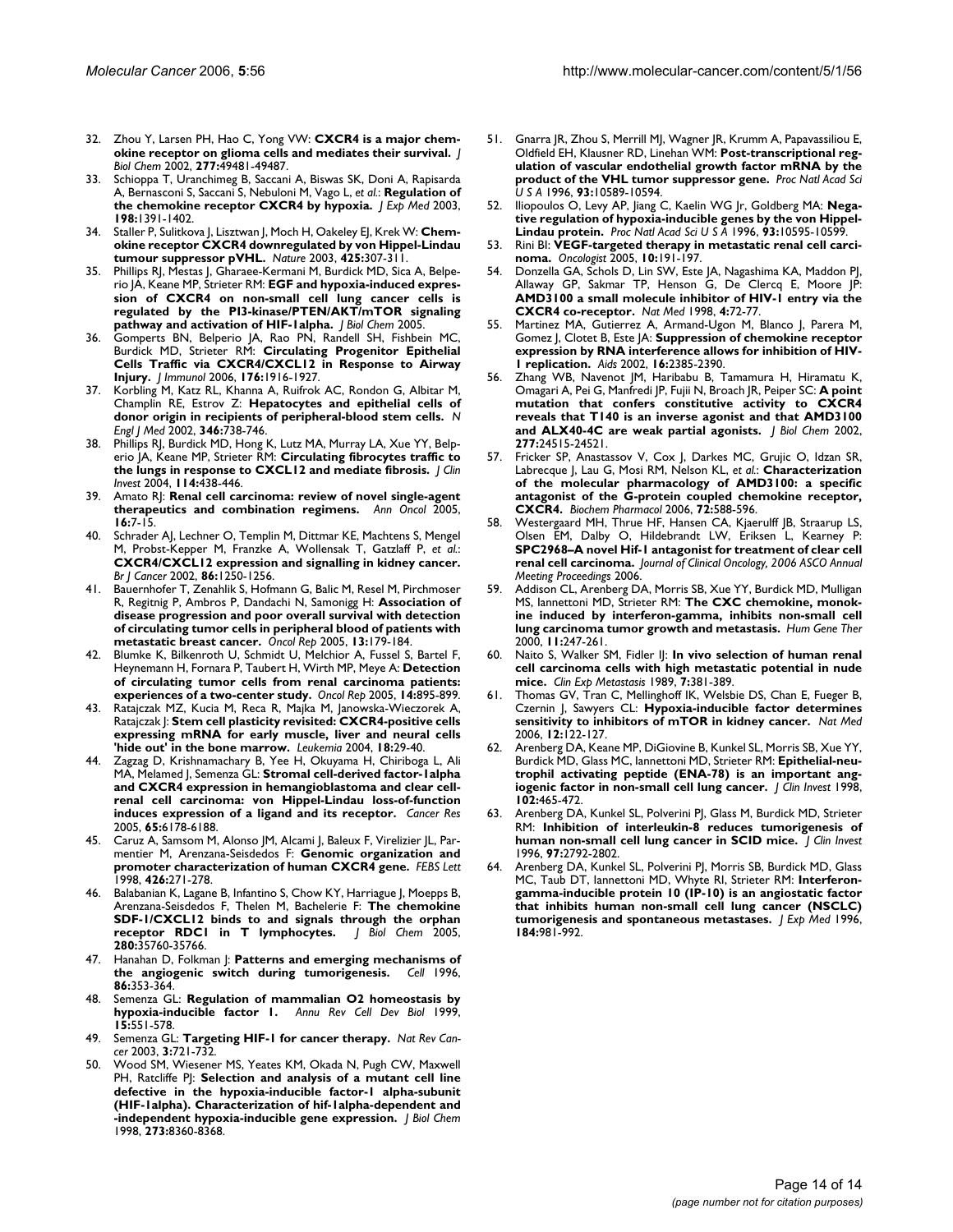32. Zhou Y, Larsen PH, Hao C, Yong VW: **CXCR4 is a major chemokine receptor on glioma cells and mediates their survival.** *J Biol Chem* 2002, **277:**49481-49487.
33. Schioppa T, Uranchimeg B, Saccani A, Biswas SK, Doni A, Rapisarda A, Bernasconi S, Saccani S, Nebuloni M, Vago L, *et al.*: **Regulation of the chemokine receptor CXCR4 by hypoxia.** *J Exp Med* 2003, **198:**1391-1402.
34. Staller P, Sulitkova J, Lisztwan J, Moch H, Oakeley EJ, Krek W: **Chemokine receptor CXCR4 downregulated by von Hippel-Lindau tumour suppressor pVHL.** *Nature* 2003, **425:**307-311.
35. Phillips RJ, Mestas J, Gharaee-Kermani M, Burdick MD, Sica A, Belperio JA, Keane MP, Strieter RM: **EGF and hypoxia-induced expression of CXCR4 on non-small cell lung cancer cells is regulated by the PI3-kinase/PTEN/AKT/mTOR signaling pathway and activation of HIF-1alpha.** *J Biol Chem* 2005.
36. Gomperts BN, Belperio JA, Rao PN, Randell SH, Fishbein MC, Burdick MD, Strieter RM: **Circulating Progenitor Epithelial Cells Traffic via CXCR4/CXCL12 in Response to Airway Injury.** *J Immunol* 2006, **176:**1916-1927.
37. Korbling M, Katz RL, Khanna A, Ruifrok AC, Rondon G, Albitar M, Champlin RE, Estrov Z: **Hepatocytes and epithelial cells of donor origin in recipients of peripheral-blood stem cells.** *N Engl J Med* 2002, **346:**738-746.
38. Phillips RJ, Burdick MD, Hong K, Lutz MA, Murray LA, Xue YY, Belperio JA, Keane MP, Strieter RM: **Circulating fibrocytes traffic to the lungs in response to CXCL12 and mediate fibrosis.** *J Clin Invest* 2004, **114:**438-446.
39. Amato RJ: **Renal cell carcinoma: review of novel single-agent therapeutics and combination regimens.** *Ann Oncol* 2005, **16:**7-15.
40. Schrader AJ, Lechner O, Templin M, Dittmar KE, Machtens S, Mengel M, Probst-Kepper M, Franzke A, Wollensak T, Gatzlaff P, *et al.*: **CXCR4/CXCL12 expression and signalling in kidney cancer.** *Br J Cancer* 2002, **86:**1250-1256.
41. Bauernhofer T, Zenahlik S, Hofmann G, Balic M, Resel M, Pirchmoser R, Regitnig P, Ambros P, Dandachi N, Samonigg H: **Association of disease progression and poor overall survival with detection of circulating tumor cells in peripheral blood of patients with metastatic breast cancer.** *Oncol Rep* 2005, **13:**179-184.
42. Blumke K, Bilkenroth U, Schmidt U, Melchior A, Fussel S, Bartel F, Heynemann H, Fornara P, Taubert H, Wirth MP, Meye A: **Detection of circulating tumor cells from renal carcinoma patients: experiences of a two-center study.** *Oncol Rep* 2005, **14:**895-899.
43. Ratajczak MZ, Kucia M, Reca R, Majka M, Janowska-Wieczorek A, Ratajczak J: **Stem cell plasticity revisited: CXCR4-positive cells expressing mRNA for early muscle, liver and neural cells 'hide out' in the bone marrow.** *Leukemia* 2004, **18:**29-40.
44. Zagzag D, Krishnamachary B, Yee H, Okuyama H, Chiriboga L, Ali MA, Melamed J, Semenza GL: **Stromal cell-derived factor-1alpha and CXCR4 expression in hemangioblastoma and clear cell-renal cell carcinoma: von Hippel-Lindau loss-of-function induces expression of a ligand and its receptor.** *Cancer Res* 2005, **65:**6178-6188.
45. Caruz A, Samsom M, Alonso JM, Alcami J, Baleux F, Virelizier JL, Parmentier M, Arenzana-Seisdedos F: **Genomic organization and promoter characterization of human CXCR4 gene.** *FEBS Lett* 1998, **426:**271-278.
46. Balabanian K, Lagane B, Infantino S, Chow KY, Harriague J, Moepps B, Arenzana-Seisdedos F, Thelen M, Bachelerie F: **The chemokine SDF-1/CXCL12 binds to and signals through the orphan receptor RDC1 in T lymphocytes.** *J Biol Chem* 2005, **280:**35760-35766.
47. Hanahan D, Folkman J: **Patterns and emerging mechanisms of the angiogenic switch during tumorigenesis.** *Cell* 1996, **86:**353-364.
48. Semenza GL: **Regulation of mammalian O2 homeostasis by hypoxia-inducible factor 1.** *Annu Rev Cell Dev Biol* 1999, **15:**551-578.
49. Semenza GL: **Targeting HIF-1 for cancer therapy.** *Nat Rev Cancer* 2003, **3:**721-732.
50. Wood SM, Wiesener MS, Yeates KM, Okada N, Pugh CW, Maxwell PH, Ratcliffe PJ: **Selection and analysis of a mutant cell line defective in the hypoxia-inducible factor-1 alpha-subunit (HIF-1alpha). Characterization of hif-1alpha-dependent and -independent hypoxia-inducible gene expression.** *J Biol Chem* 1998, **273:**8360-8368.
51. Gnarra JR, Zhou S, Merrill MJ, Wagner JR, Krumm A, Papavassiliou E, Oldfield EH, Klausner RD, Linehan WM: **Post-transcriptional regulation of vascular endothelial growth factor mRNA by the product of the VHL tumor suppressor gene.** *Proc Natl Acad Sci U S A* 1996, **93:**10589-10594.
52. Iliopoulos O, Levy AP, Jiang C, Kaelin WG Jr, Goldberg MA: **Negative regulation of hypoxia-inducible genes by the von Hippel-Lindau protein.** *Proc Natl Acad Sci U S A* 1996, **93:**10595-10599.
53. Rini BI: **VEGF-targeted therapy in metastatic renal cell carcinoma.** *Oncologist* 2005, **10:**191-197.
54. Donzella GA, Schols D, Lin SW, Este JA, Nagashima KA, Maddon PJ, Allaway GP, Sakmar TP, Henson G, De Clercq E, Moore JP: **AMD3100 a small molecule inhibitor of HIV-1 entry via the CXCR4 co-receptor.** *Nat Med* 1998, **4:**72-77.
55. Martinez MA, Gutierrez A, Armand-Ugon M, Blanco J, Parera M, Gomez J, Clotet B, Este JA: **Suppression of chemokine receptor expression by RNA interference allows for inhibition of HIV-1 replication.** *Aids* 2002, **16:**2385-2390.
56. Zhang WB, Navenot JM, Haribabu B, Tamamura H, Hiramatu K, Omagari A, Pei G, Manfredi JP, Fujii N, Broach JR, Peiper SC: **A point mutation that confers constitutive activity to CXCR4 reveals that T140 is an inverse agonist and that AMD3100 and ALX40-4C are weak partial agonists.** *J Biol Chem* 2002, **277:**24515-24521.
57. Fricker SP, Anastassov V, Cox J, Darkes MC, Grujic O, Idzan SR, Labrecque J, Lau G, Mosi RM, Nelson KL, *et al.*: **Characterization of the molecular pharmacology of AMD3100: a specific antagonist of the G-protein coupled chemokine receptor, CXCR4.** *Biochem Pharmacol* 2006, **72:**588-596.
58. Westergaard MH, Thrue HF, Hansen CA, Kjaerulff JB, Straarup LS, Olsen EM, Dalby O, Hildebrandt LW, Eriksen L, Kearney P: **SPC2968–A novel Hif-1 antagonist for treatment of clear cell renal cell carcinoma.** *Journal of Clinical Oncology, 2006 ASCO Annual Meeting Proceedings* 2006.
59. Addison CL, Arenberg DA, Morris SB, Xue YY, Burdick MD, Mulligan MS, Iannettoni MD, Strieter RM: **The CXC chemokine, monokine induced by interferon-gamma, inhibits non-small cell lung carcinoma tumor growth and metastasis.** *Hum Gene Ther* 2000, **11:**247-261.
60. Naito S, Walker SM, Fidler IJ: **In vivo selection of human renal cell carcinoma cells with high metastatic potential in nude mice.** *Clin Exp Metastasis* 1989, **7:**381-389.
61. Thomas GV, Tran C, Mellinghoff IK, Welsbie DS, Chan E, Fueger B, Czernin J, Sawyers CL: **Hypoxia-inducible factor determines sensitivity to inhibitors of mTOR in kidney cancer.** *Nat Med* 2006, **12:**122-127.
62. Arenberg DA, Keane MP, DiGiovine B, Kunkel SL, Morris SB, Xue YY, Burdick MD, Glass MC, Iannettoni MD, Strieter RM: **Epithelial-neutrophil activating peptide (ENA-78) is an important angiogenic factor in non-small cell lung cancer.** *J Clin Invest* 1998, **102:**465-472.
63. Arenberg DA, Kunkel SL, Polverini PJ, Glass M, Burdick MD, Strieter RM: **Inhibition of interleukin-8 reduces tumorigenesis of human non-small cell lung cancer in SCID mice.** *J Clin Invest* 1996, **97:**2792-2802.
64. Arenberg DA, Kunkel SL, Polverini PJ, Morris SB, Burdick MD, Glass MC, Taub DT, Iannettoni MD, Whyte RI, Strieter RM: **Interferon-gamma-inducible protein 10 (IP-10) is an angiostatic factor that inhibits human non-small cell lung cancer (NSCLC) tumorigenesis and spontaneous metastases.** *J Exp Med* 1996, **184:**981-992.